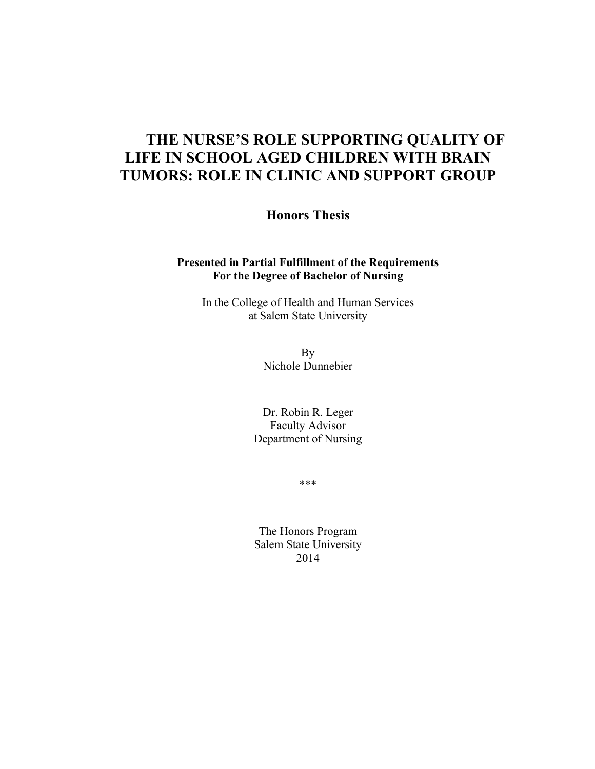# THE NURSE'S ROLE SUPPORTING QUALITY OF LIFE IN SCHOOL AGED CHILDREN WITH BRAIN TUMORS: ROLE IN CLINIC AND SUPPORT GROUP

**Honors Thesis**

**Presented in Partial Fulfillment of the Requirements**
**For the Degree of Bachelor of Nursing**

In the College of Health and Human Services
at Salem State University

By
Nichole Dunnebier

Dr. Robin R. Leger
Faculty Advisor
Department of Nursing

***

The Honors Program
Salem State University
2014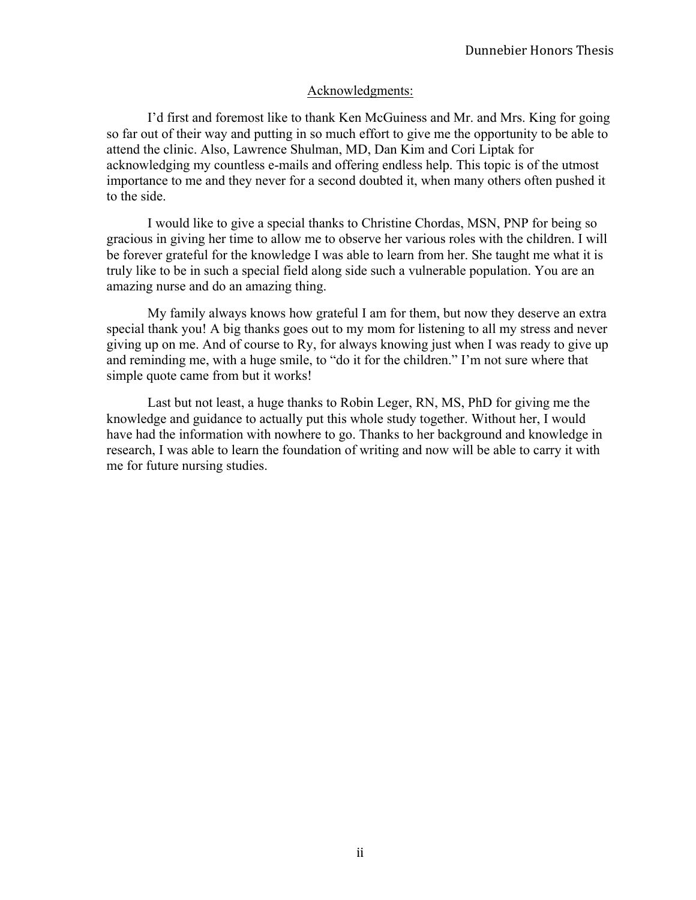## Acknowledgments:

I'd first and foremost like to thank Ken McGuiness and Mr. and Mrs. King for going so far out of their way and putting in so much effort to give me the opportunity to be able to attend the clinic. Also, Lawrence Shulman, MD, Dan Kim and Cori Liptak for acknowledging my countless e-mails and offering endless help. This topic is of the utmost importance to me and they never for a second doubted it, when many others often pushed it to the side.

I would like to give a special thanks to Christine Chordas, MSN, PNP for being so gracious in giving her time to allow me to observe her various roles with the children. I will be forever grateful for the knowledge I was able to learn from her. She taught me what it is truly like to be in such a special field along side such a vulnerable population. You are an amazing nurse and do an amazing thing.

My family always knows how grateful I am for them, but now they deserve an extra special thank you! A big thanks goes out to my mom for listening to all my stress and never giving up on me. And of course to Ry, for always knowing just when I was ready to give up and reminding me, with a huge smile, to "do it for the children." I'm not sure where that simple quote came from but it works!

Last but not least, a huge thanks to Robin Leger, RN, MS, PhD for giving me the knowledge and guidance to actually put this whole study together. Without her, I would have had the information with nowhere to go. Thanks to her background and knowledge in research, I was able to learn the foundation of writing and now will be able to carry it with me for future nursing studies.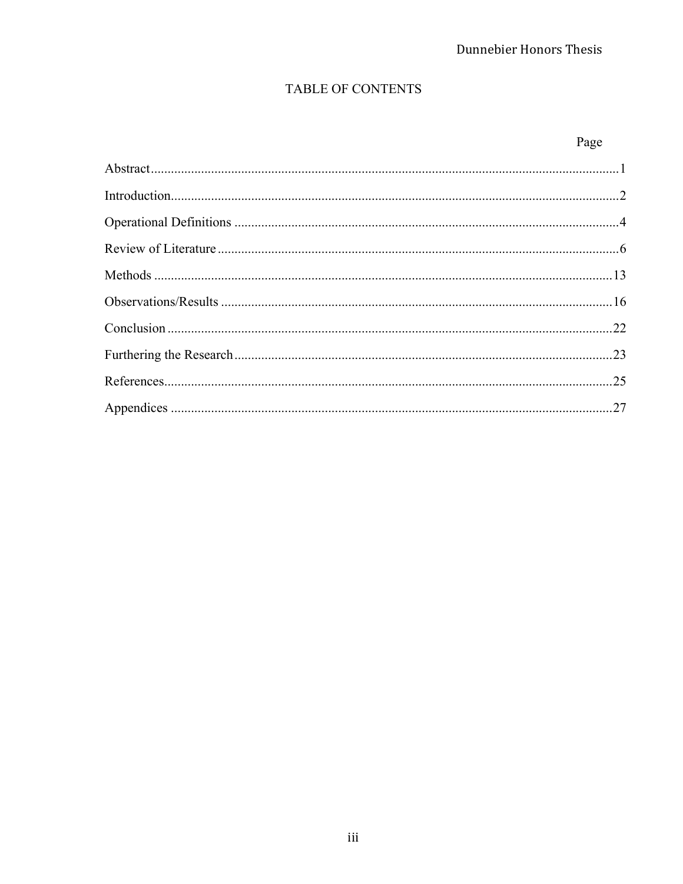# TABLE OF CONTENTS

| | Page |
|---|---|
| Abstract | 1 |
| Introduction | 2 |
| Operational Definitions | 4 |
| Review of Literature | 6 |
| Methods | 13 |
| Observations/Results | 16 |
| Conclusion | 22 |
| Furthering the Research | 23 |
| References | 25 |
| Appendices | 27 |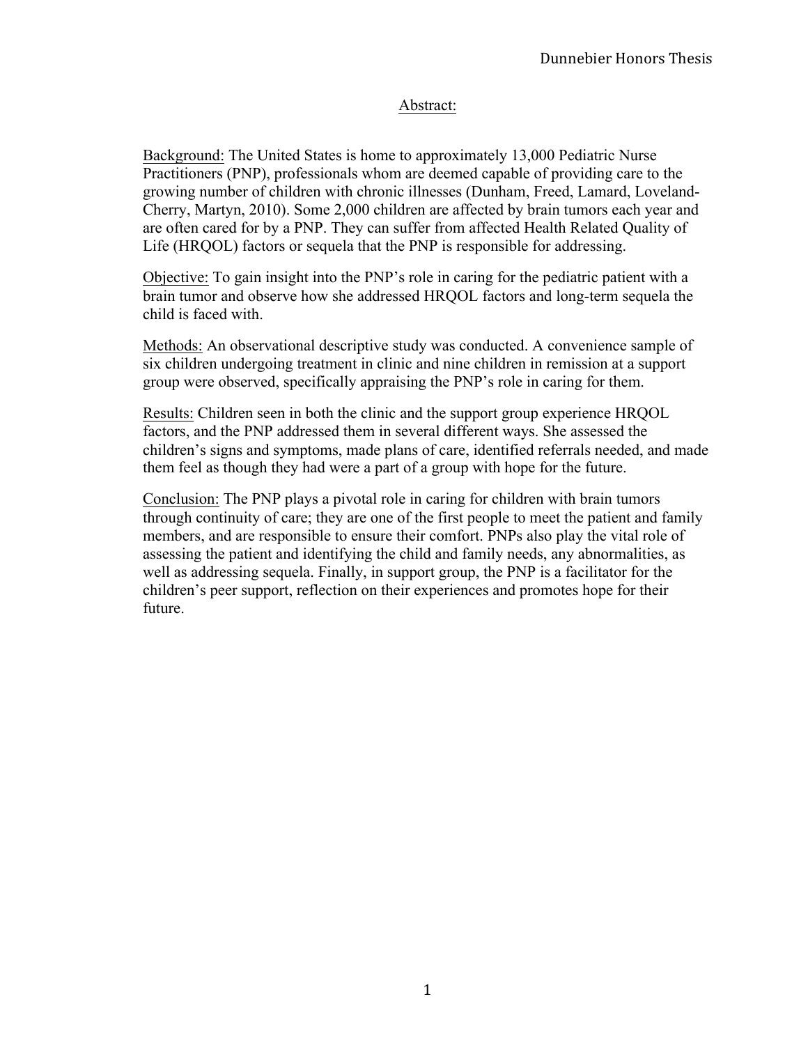## Abstract:

Background: The United States is home to approximately 13,000 Pediatric Nurse Practitioners (PNP), professionals whom are deemed capable of providing care to the growing number of children with chronic illnesses (Dunham, Freed, Lamard, Loveland-Cherry, Martyn, 2010). Some 2,000 children are affected by brain tumors each year and are often cared for by a PNP. They can suffer from affected Health Related Quality of Life (HRQOL) factors or sequela that the PNP is responsible for addressing.

Objective: To gain insight into the PNP's role in caring for the pediatric patient with a brain tumor and observe how she addressed HRQOL factors and long-term sequela the child is faced with.

Methods: An observational descriptive study was conducted. A convenience sample of six children undergoing treatment in clinic and nine children in remission at a support group were observed, specifically appraising the PNP's role in caring for them.

Results: Children seen in both the clinic and the support group experience HRQOL factors, and the PNP addressed them in several different ways. She assessed the children's signs and symptoms, made plans of care, identified referrals needed, and made them feel as though they had were a part of a group with hope for the future.

Conclusion: The PNP plays a pivotal role in caring for children with brain tumors through continuity of care; they are one of the first people to meet the patient and family members, and are responsible to ensure their comfort. PNPs also play the vital role of assessing the patient and identifying the child and family needs, any abnormalities, as well as addressing sequela. Finally, in support group, the PNP is a facilitator for the children's peer support, reflection on their experiences and promotes hope for their future.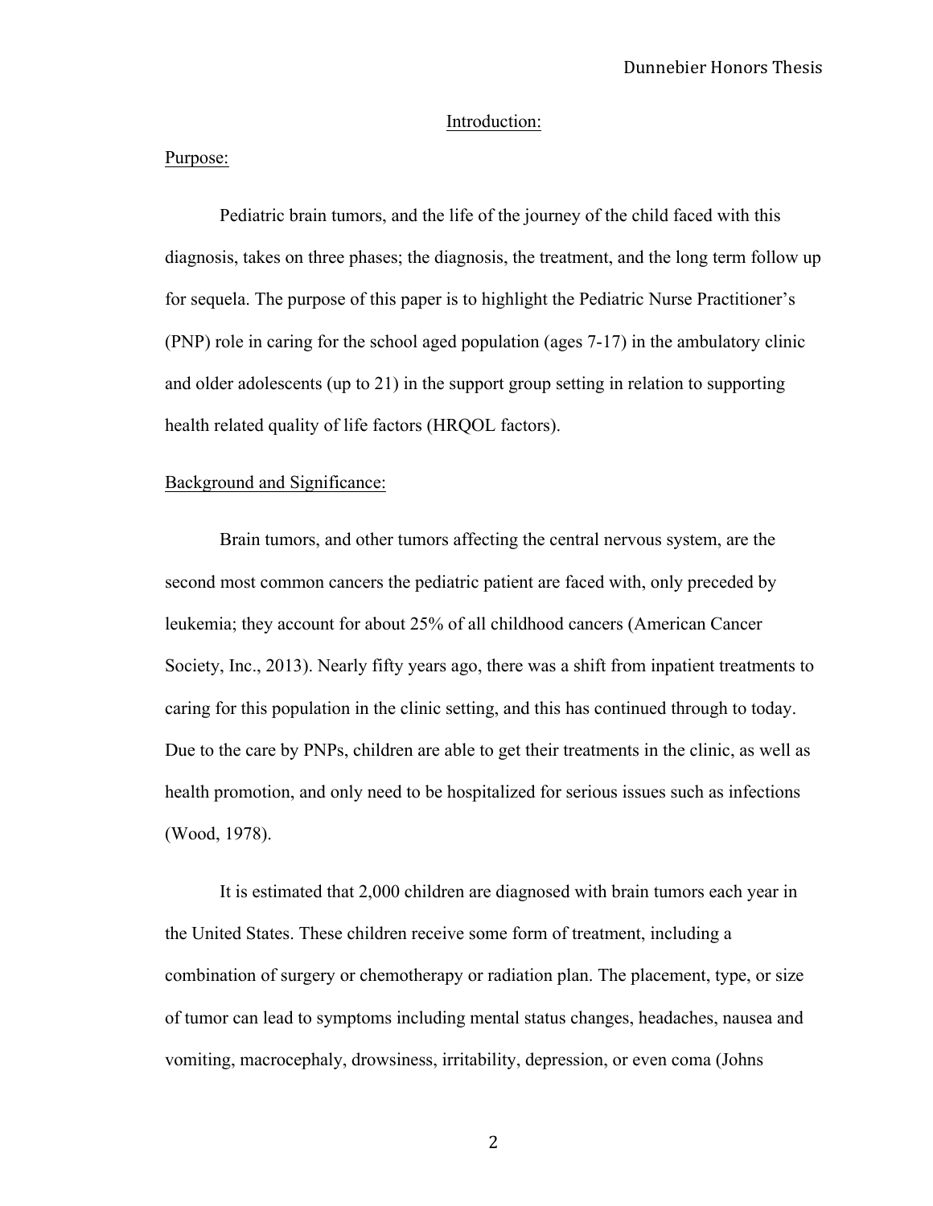## Introduction:

### Purpose:

Pediatric brain tumors, and the life of the journey of the child faced with this diagnosis, takes on three phases; the diagnosis, the treatment, and the long term follow up for sequela. The purpose of this paper is to highlight the Pediatric Nurse Practitioner's (PNP) role in caring for the school aged population (ages 7-17) in the ambulatory clinic and older adolescents (up to 21) in the support group setting in relation to supporting health related quality of life factors (HRQOL factors).

### Background and Significance:

Brain tumors, and other tumors affecting the central nervous system, are the second most common cancers the pediatric patient are faced with, only preceded by leukemia; they account for about 25% of all childhood cancers (American Cancer Society, Inc., 2013). Nearly fifty years ago, there was a shift from inpatient treatments to caring for this population in the clinic setting, and this has continued through to today. Due to the care by PNPs, children are able to get their treatments in the clinic, as well as health promotion, and only need to be hospitalized for serious issues such as infections (Wood, 1978).

It is estimated that 2,000 children are diagnosed with brain tumors each year in the United States. These children receive some form of treatment, including a combination of surgery or chemotherapy or radiation plan. The placement, type, or size of tumor can lead to symptoms including mental status changes, headaches, nausea and vomiting, macrocephaly, drowsiness, irritability, depression, or even coma (Johns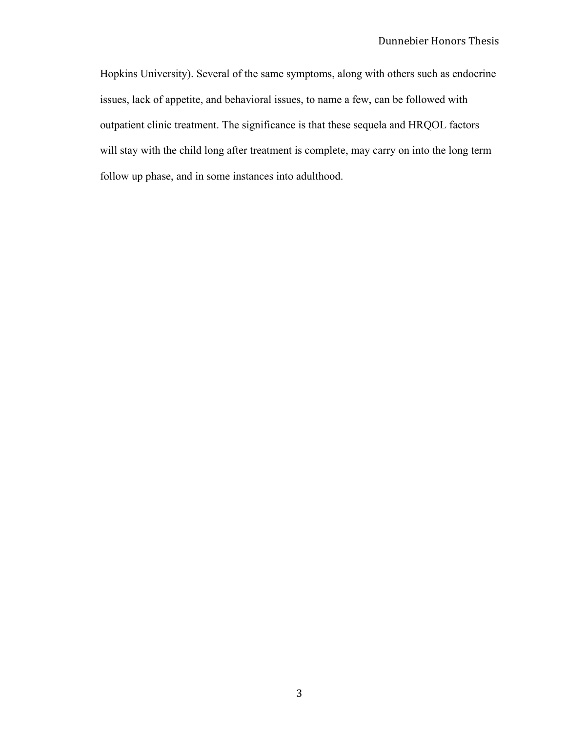Hopkins University). Several of the same symptoms, along with others such as endocrine issues, lack of appetite, and behavioral issues, to name a few, can be followed with outpatient clinic treatment. The significance is that these sequela and HRQOL factors will stay with the child long after treatment is complete, may carry on into the long term follow up phase, and in some instances into adulthood.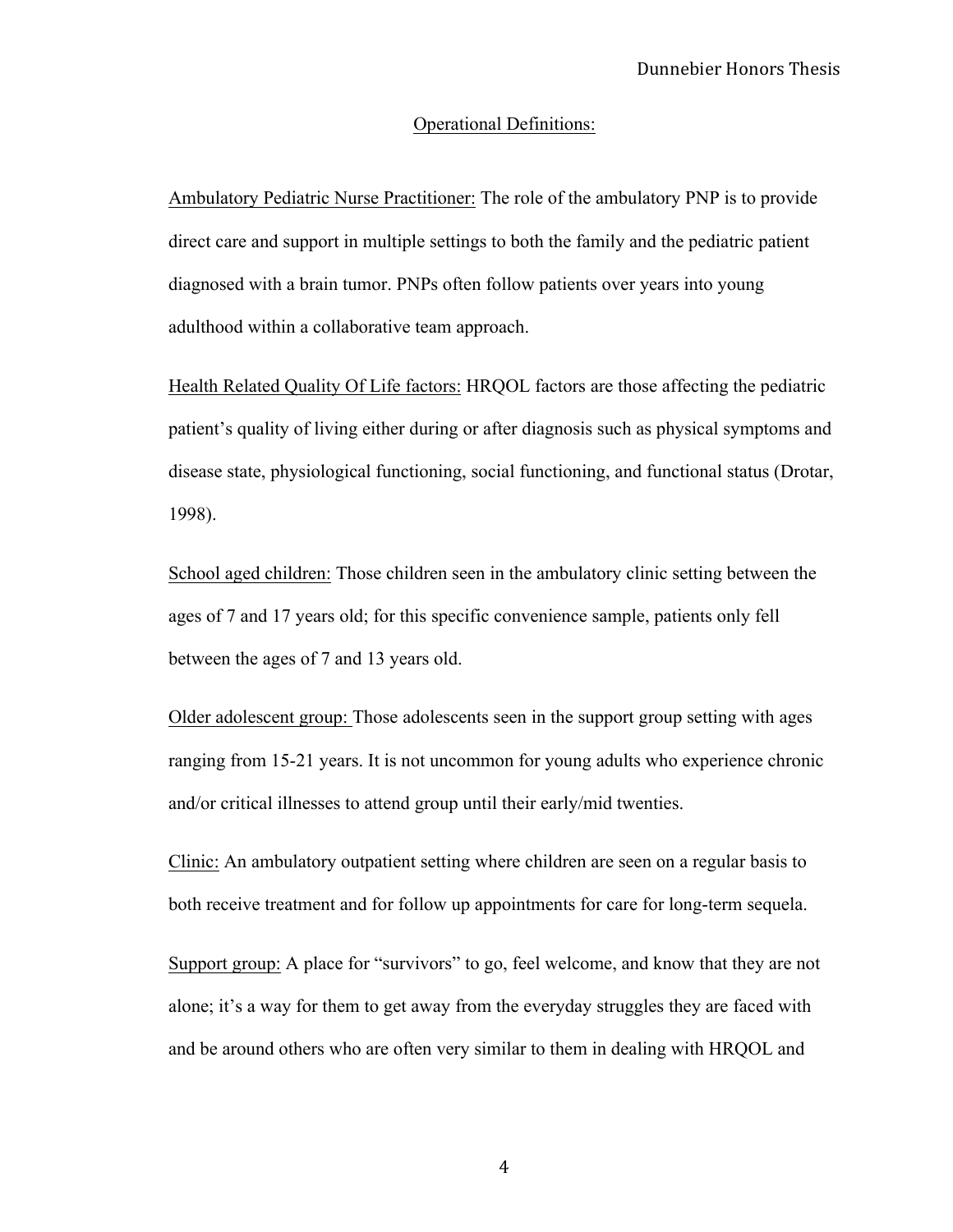## Operational Definitions:

Ambulatory Pediatric Nurse Practitioner: The role of the ambulatory PNP is to provide direct care and support in multiple settings to both the family and the pediatric patient diagnosed with a brain tumor. PNPs often follow patients over years into young adulthood within a collaborative team approach.

Health Related Quality Of Life factors: HRQOL factors are those affecting the pediatric patient's quality of living either during or after diagnosis such as physical symptoms and disease state, physiological functioning, social functioning, and functional status (Drotar, 1998).

School aged children: Those children seen in the ambulatory clinic setting between the ages of 7 and 17 years old; for this specific convenience sample, patients only fell between the ages of 7 and 13 years old.

Older adolescent group: Those adolescents seen in the support group setting with ages ranging from 15-21 years. It is not uncommon for young adults who experience chronic and/or critical illnesses to attend group until their early/mid twenties.

Clinic: An ambulatory outpatient setting where children are seen on a regular basis to both receive treatment and for follow up appointments for care for long-term sequela.

Support group: A place for "survivors" to go, feel welcome, and know that they are not alone; it's a way for them to get away from the everyday struggles they are faced with and be around others who are often very similar to them in dealing with HRQOL and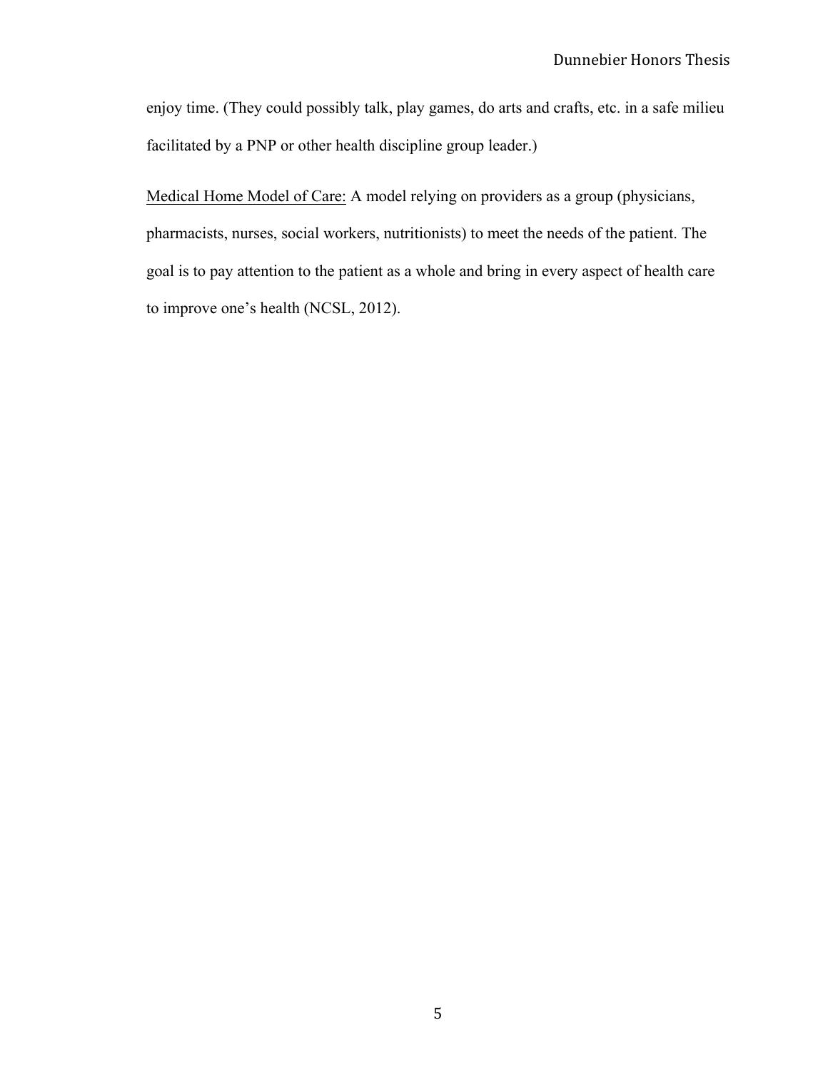enjoy time. (They could possibly talk, play games, do arts and crafts, etc. in a safe milieu facilitated by a PNP or other health discipline group leader.)

<u>Medical Home Model of Care:</u> A model relying on providers as a group (physicians, pharmacists, nurses, social workers, nutritionists) to meet the needs of the patient. The goal is to pay attention to the patient as a whole and bring in every aspect of health care to improve one's health (NCSL, 2012).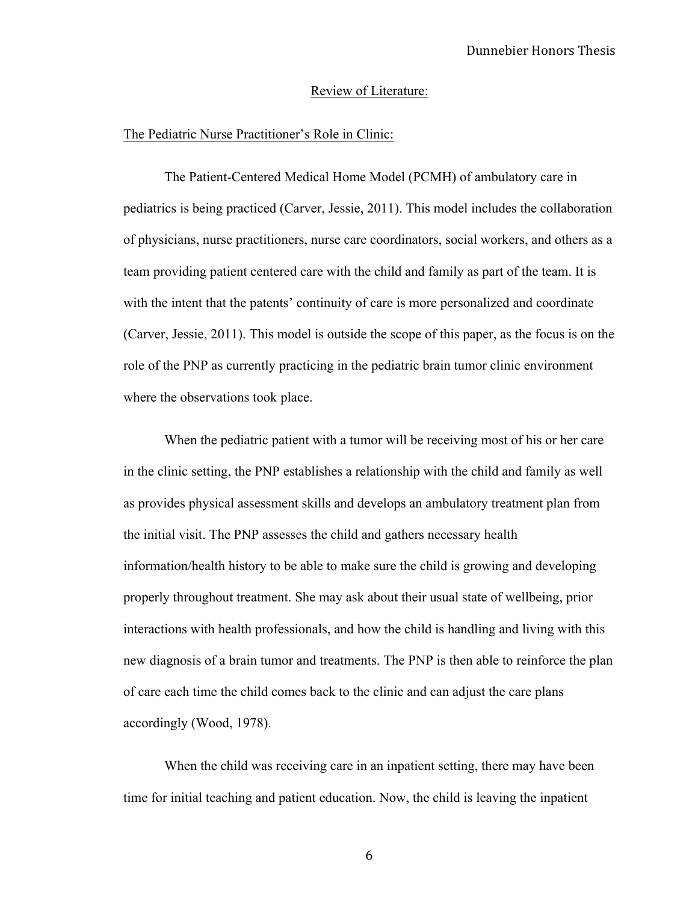## Review of Literature:

### The Pediatric Nurse Practitioner's Role in Clinic:

The Patient-Centered Medical Home Model (PCMH) of ambulatory care in pediatrics is being practiced (Carver, Jessie, 2011). This model includes the collaboration of physicians, nurse practitioners, nurse care coordinators, social workers, and others as a team providing patient centered care with the child and family as part of the team. It is with the intent that the patents' continuity of care is more personalized and coordinate (Carver, Jessie, 2011). This model is outside the scope of this paper, as the focus is on the role of the PNP as currently practicing in the pediatric brain tumor clinic environment where the observations took place.

When the pediatric patient with a tumor will be receiving most of his or her care in the clinic setting, the PNP establishes a relationship with the child and family as well as provides physical assessment skills and develops an ambulatory treatment plan from the initial visit. The PNP assesses the child and gathers necessary health information/health history to be able to make sure the child is growing and developing properly throughout treatment. She may ask about their usual state of wellbeing, prior interactions with health professionals, and how the child is handling and living with this new diagnosis of a brain tumor and treatments. The PNP is then able to reinforce the plan of care each time the child comes back to the clinic and can adjust the care plans accordingly (Wood, 1978).

When the child was receiving care in an inpatient setting, there may have been time for initial teaching and patient education. Now, the child is leaving the inpatient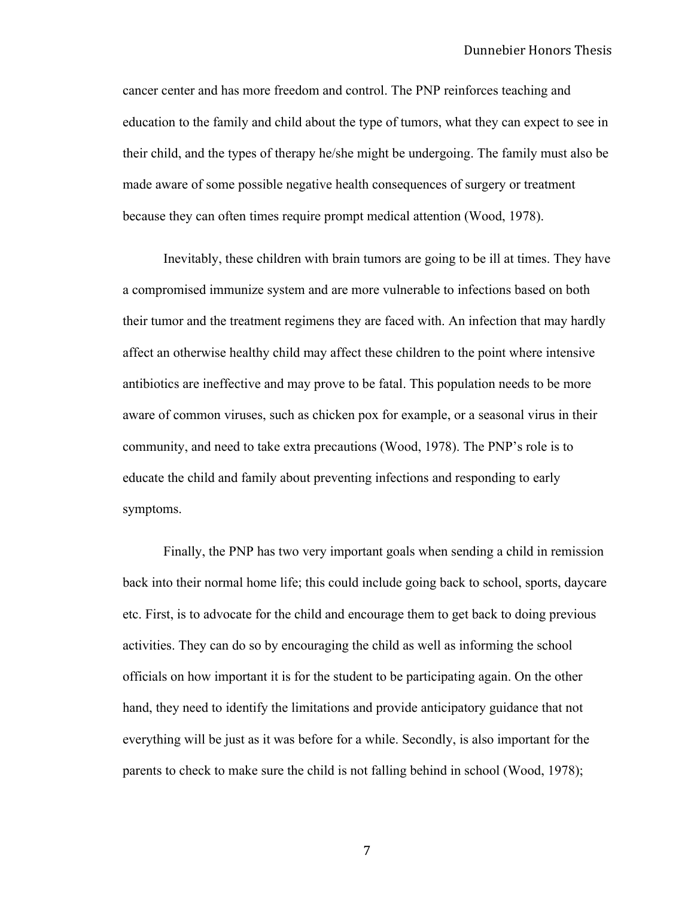cancer center and has more freedom and control. The PNP reinforces teaching and education to the family and child about the type of tumors, what they can expect to see in their child, and the types of therapy he/she might be undergoing. The family must also be made aware of some possible negative health consequences of surgery or treatment because they can often times require prompt medical attention (Wood, 1978).

Inevitably, these children with brain tumors are going to be ill at times. They have a compromised immunize system and are more vulnerable to infections based on both their tumor and the treatment regimens they are faced with. An infection that may hardly affect an otherwise healthy child may affect these children to the point where intensive antibiotics are ineffective and may prove to be fatal. This population needs to be more aware of common viruses, such as chicken pox for example, or a seasonal virus in their community, and need to take extra precautions (Wood, 1978). The PNP's role is to educate the child and family about preventing infections and responding to early symptoms.

Finally, the PNP has two very important goals when sending a child in remission back into their normal home life; this could include going back to school, sports, daycare etc. First, is to advocate for the child and encourage them to get back to doing previous activities. They can do so by encouraging the child as well as informing the school officials on how important it is for the student to be participating again. On the other hand, they need to identify the limitations and provide anticipatory guidance that not everything will be just as it was before for a while. Secondly, is also important for the parents to check to make sure the child is not falling behind in school (Wood, 1978);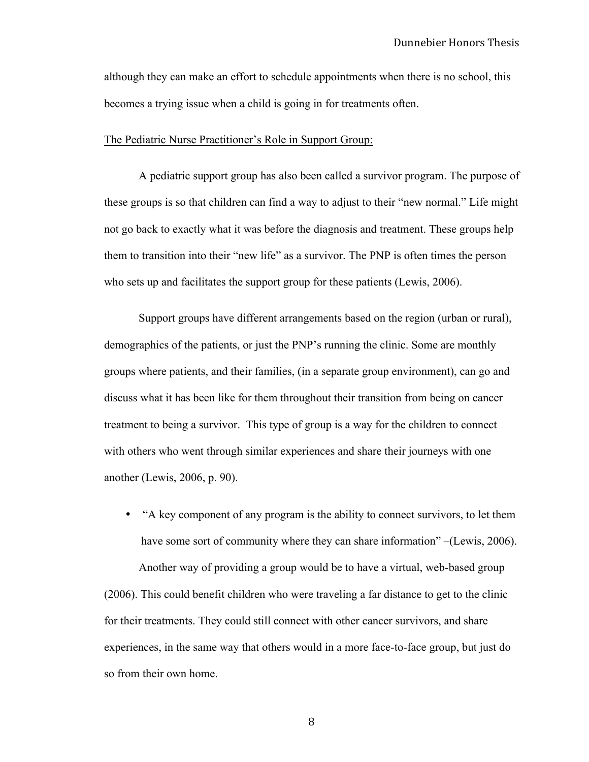although they can make an effort to schedule appointments when there is no school, this becomes a trying issue when a child is going in for treatments often.

The Pediatric Nurse Practitioner's Role in Support Group:

A pediatric support group has also been called a survivor program. The purpose of these groups is so that children can find a way to adjust to their "new normal." Life might not go back to exactly what it was before the diagnosis and treatment. These groups help them to transition into their "new life" as a survivor. The PNP is often times the person who sets up and facilitates the support group for these patients (Lewis, 2006).

Support groups have different arrangements based on the region (urban or rural), demographics of the patients, or just the PNP's running the clinic. Some are monthly groups where patients, and their families, (in a separate group environment), can go and discuss what it has been like for them throughout their transition from being on cancer treatment to being a survivor. This type of group is a way for the children to connect with others who went through similar experiences and share their journeys with one another (Lewis, 2006, p. 90).

- "A key component of any program is the ability to connect survivors, to let them have some sort of community where they can share information" –(Lewis, 2006).

Another way of providing a group would be to have a virtual, web-based group (2006). This could benefit children who were traveling a far distance to get to the clinic for their treatments. They could still connect with other cancer survivors, and share experiences, in the same way that others would in a more face-to-face group, but just do so from their own home.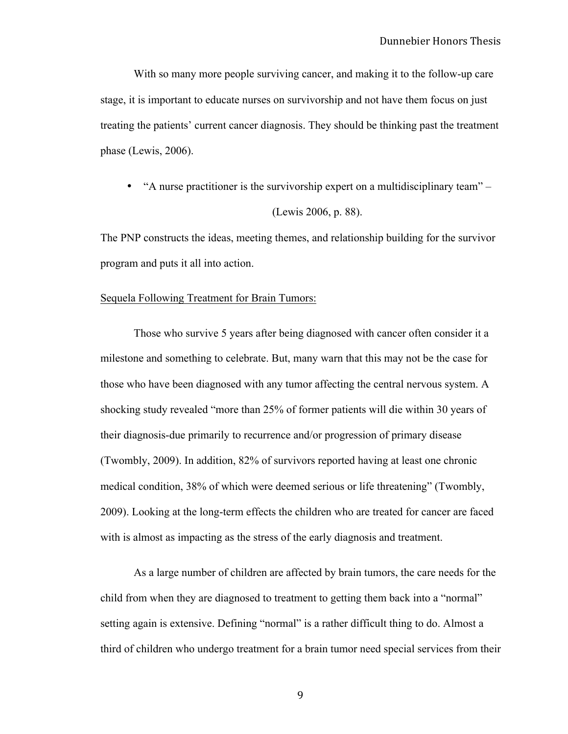With so many more people surviving cancer, and making it to the follow-up care stage, it is important to educate nurses on survivorship and not have them focus on just treating the patients' current cancer diagnosis. They should be thinking past the treatment phase (Lewis, 2006).

- "A nurse practitioner is the survivorship expert on a multidisciplinary team" – (Lewis 2006, p. 88).

The PNP constructs the ideas, meeting themes, and relationship building for the survivor program and puts it all into action.

Sequela Following Treatment for Brain Tumors:

Those who survive 5 years after being diagnosed with cancer often consider it a milestone and something to celebrate. But, many warn that this may not be the case for those who have been diagnosed with any tumor affecting the central nervous system. A shocking study revealed "more than 25% of former patients will die within 30 years of their diagnosis-due primarily to recurrence and/or progression of primary disease (Twombly, 2009). In addition, 82% of survivors reported having at least one chronic medical condition, 38% of which were deemed serious or life threatening" (Twombly, 2009). Looking at the long-term effects the children who are treated for cancer are faced with is almost as impacting as the stress of the early diagnosis and treatment.

As a large number of children are affected by brain tumors, the care needs for the child from when they are diagnosed to treatment to getting them back into a "normal" setting again is extensive. Defining "normal" is a rather difficult thing to do. Almost a third of children who undergo treatment for a brain tumor need special services from their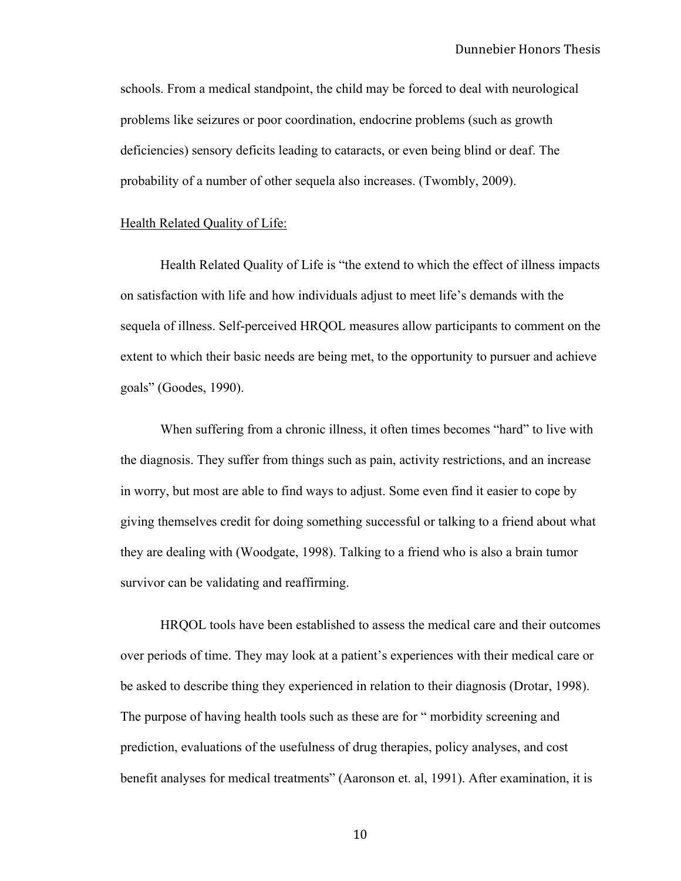schools. From a medical standpoint, the child may be forced to deal with neurological problems like seizures or poor coordination, endocrine problems (such as growth deficiencies) sensory deficits leading to cataracts, or even being blind or deaf. The probability of a number of other sequela also increases. (Twombly, 2009).

<u>Health Related Quality of Life:</u>

Health Related Quality of Life is "the extend to which the effect of illness impacts on satisfaction with life and how individuals adjust to meet life's demands with the sequela of illness. Self-perceived HRQOL measures allow participants to comment on the extent to which their basic needs are being met, to the opportunity to pursuer and achieve goals" (Goodes, 1990).

When suffering from a chronic illness, it often times becomes "hard" to live with the diagnosis. They suffer from things such as pain, activity restrictions, and an increase in worry, but most are able to find ways to adjust. Some even find it easier to cope by giving themselves credit for doing something successful or talking to a friend about what they are dealing with (Woodgate, 1998). Talking to a friend who is also a brain tumor survivor can be validating and reaffirming.

HRQOL tools have been established to assess the medical care and their outcomes over periods of time. They may look at a patient's experiences with their medical care or be asked to describe thing they experienced in relation to their diagnosis (Drotar, 1998). The purpose of having health tools such as these are for " morbidity screening and prediction, evaluations of the usefulness of drug therapies, policy analyses, and cost benefit analyses for medical treatments" (Aaronson et. al, 1991). After examination, it is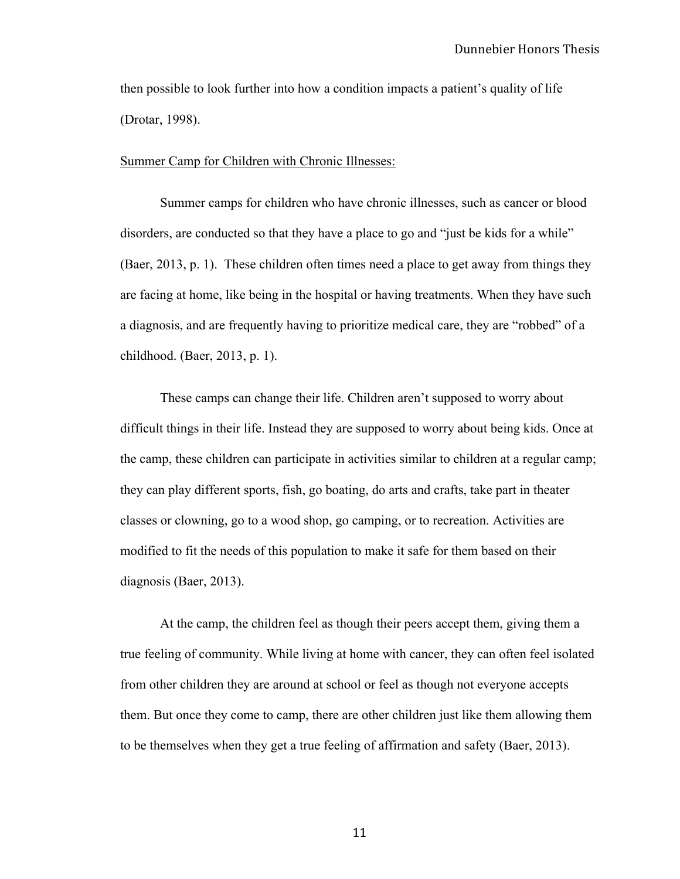then possible to look further into how a condition impacts a patient's quality of life (Drotar, 1998).

## Summer Camp for Children with Chronic Illnesses:

Summer camps for children who have chronic illnesses, such as cancer or blood disorders, are conducted so that they have a place to go and "just be kids for a while" (Baer, 2013, p. 1). These children often times need a place to get away from things they are facing at home, like being in the hospital or having treatments. When they have such a diagnosis, and are frequently having to prioritize medical care, they are "robbed" of a childhood. (Baer, 2013, p. 1).

These camps can change their life. Children aren't supposed to worry about difficult things in their life. Instead they are supposed to worry about being kids. Once at the camp, these children can participate in activities similar to children at a regular camp; they can play different sports, fish, go boating, do arts and crafts, take part in theater classes or clowning, go to a wood shop, go camping, or to recreation. Activities are modified to fit the needs of this population to make it safe for them based on their diagnosis (Baer, 2013).

At the camp, the children feel as though their peers accept them, giving them a true feeling of community. While living at home with cancer, they can often feel isolated from other children they are around at school or feel as though not everyone accepts them. But once they come to camp, there are other children just like them allowing them to be themselves when they get a true feeling of affirmation and safety (Baer, 2013).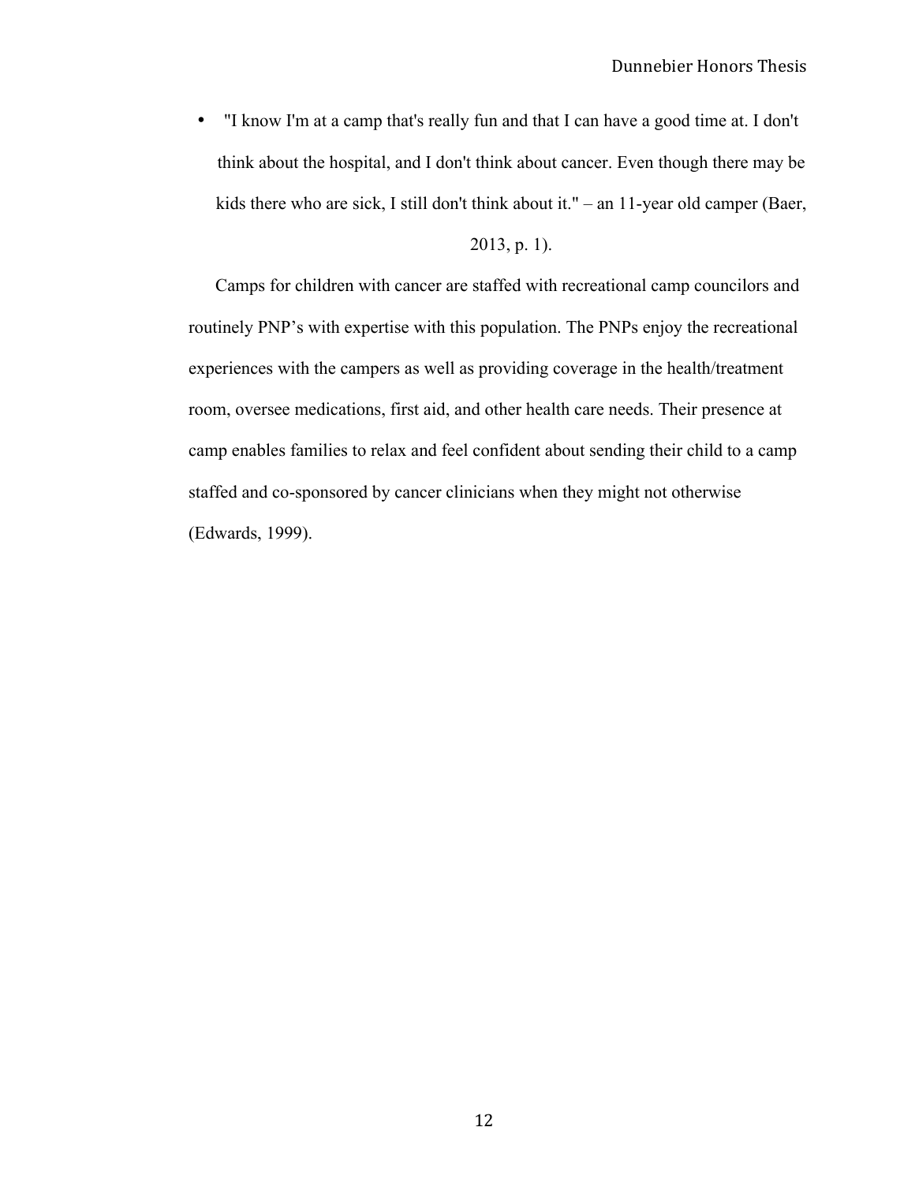- "I know I'm at a camp that's really fun and that I can have a good time at. I don't think about the hospital, and I don't think about cancer. Even though there may be kids there who are sick, I still don't think about it." – an 11-year old camper (Baer, 2013, p. 1).

Camps for children with cancer are staffed with recreational camp councilors and routinely PNP's with expertise with this population. The PNPs enjoy the recreational experiences with the campers as well as providing coverage in the health/treatment room, oversee medications, first aid, and other health care needs. Their presence at camp enables families to relax and feel confident about sending their child to a camp staffed and co-sponsored by cancer clinicians when they might not otherwise (Edwards, 1999).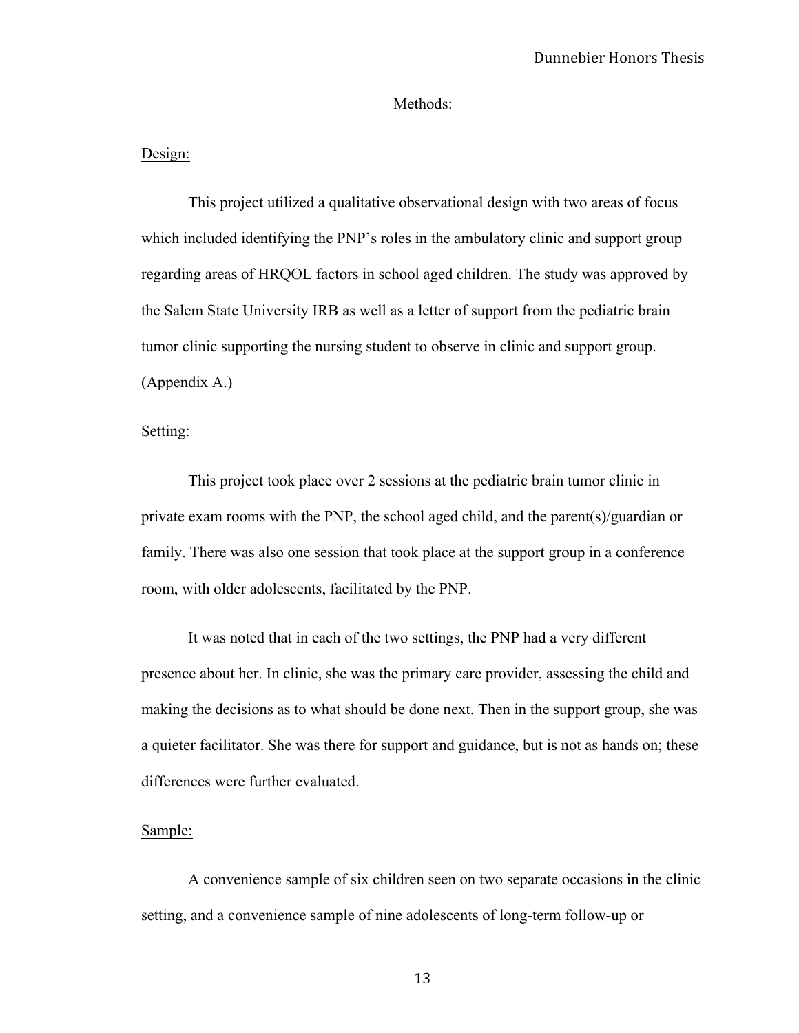## Methods:

### Design:

This project utilized a qualitative observational design with two areas of focus which included identifying the PNP's roles in the ambulatory clinic and support group regarding areas of HRQOL factors in school aged children. The study was approved by the Salem State University IRB as well as a letter of support from the pediatric brain tumor clinic supporting the nursing student to observe in clinic and support group. (Appendix A.)

### Setting:

This project took place over 2 sessions at the pediatric brain tumor clinic in private exam rooms with the PNP, the school aged child, and the parent(s)/guardian or family. There was also one session that took place at the support group in a conference room, with older adolescents, facilitated by the PNP.

It was noted that in each of the two settings, the PNP had a very different presence about her. In clinic, she was the primary care provider, assessing the child and making the decisions as to what should be done next. Then in the support group, she was a quieter facilitator. She was there for support and guidance, but is not as hands on; these differences were further evaluated.

### Sample:

A convenience sample of six children seen on two separate occasions in the clinic setting, and a convenience sample of nine adolescents of long-term follow-up or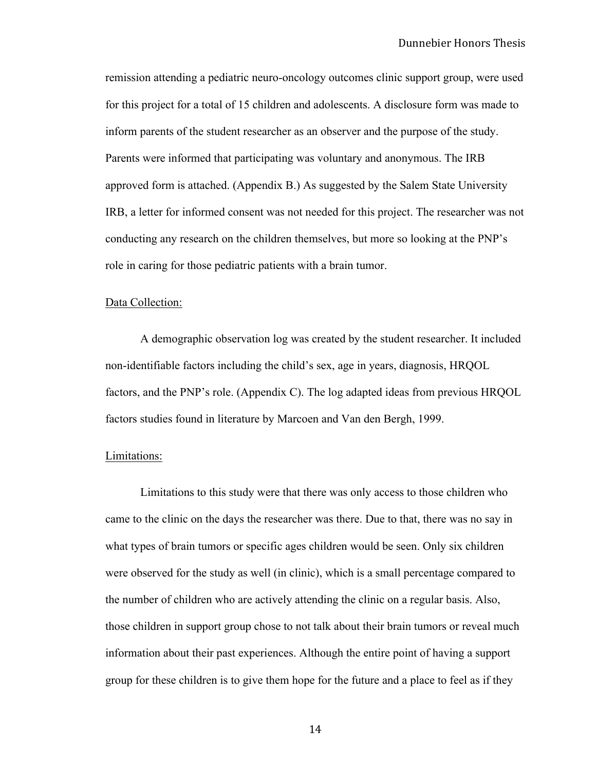remission attending a pediatric neuro-oncology outcomes clinic support group, were used for this project for a total of 15 children and adolescents. A disclosure form was made to inform parents of the student researcher as an observer and the purpose of the study. Parents were informed that participating was voluntary and anonymous. The IRB approved form is attached. (Appendix B.) As suggested by the Salem State University IRB, a letter for informed consent was not needed for this project. The researcher was not conducting any research on the children themselves, but more so looking at the PNP's role in caring for those pediatric patients with a brain tumor.

Data Collection:

A demographic observation log was created by the student researcher. It included non-identifiable factors including the child's sex, age in years, diagnosis, HRQOL factors, and the PNP's role. (Appendix C). The log adapted ideas from previous HRQOL factors studies found in literature by Marcoen and Van den Bergh, 1999.

Limitations:

Limitations to this study were that there was only access to those children who came to the clinic on the days the researcher was there. Due to that, there was no say in what types of brain tumors or specific ages children would be seen. Only six children were observed for the study as well (in clinic), which is a small percentage compared to the number of children who are actively attending the clinic on a regular basis. Also, those children in support group chose to not talk about their brain tumors or reveal much information about their past experiences. Although the entire point of having a support group for these children is to give them hope for the future and a place to feel as if they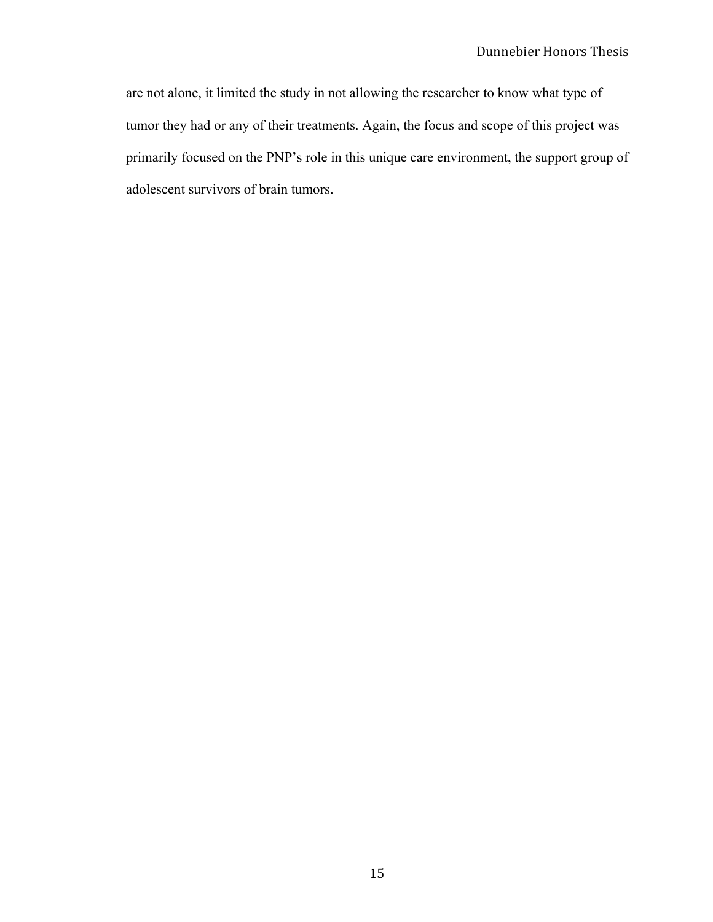are not alone, it limited the study in not allowing the researcher to know what type of tumor they had or any of their treatments. Again, the focus and scope of this project was primarily focused on the PNP's role in this unique care environment, the support group of adolescent survivors of brain tumors.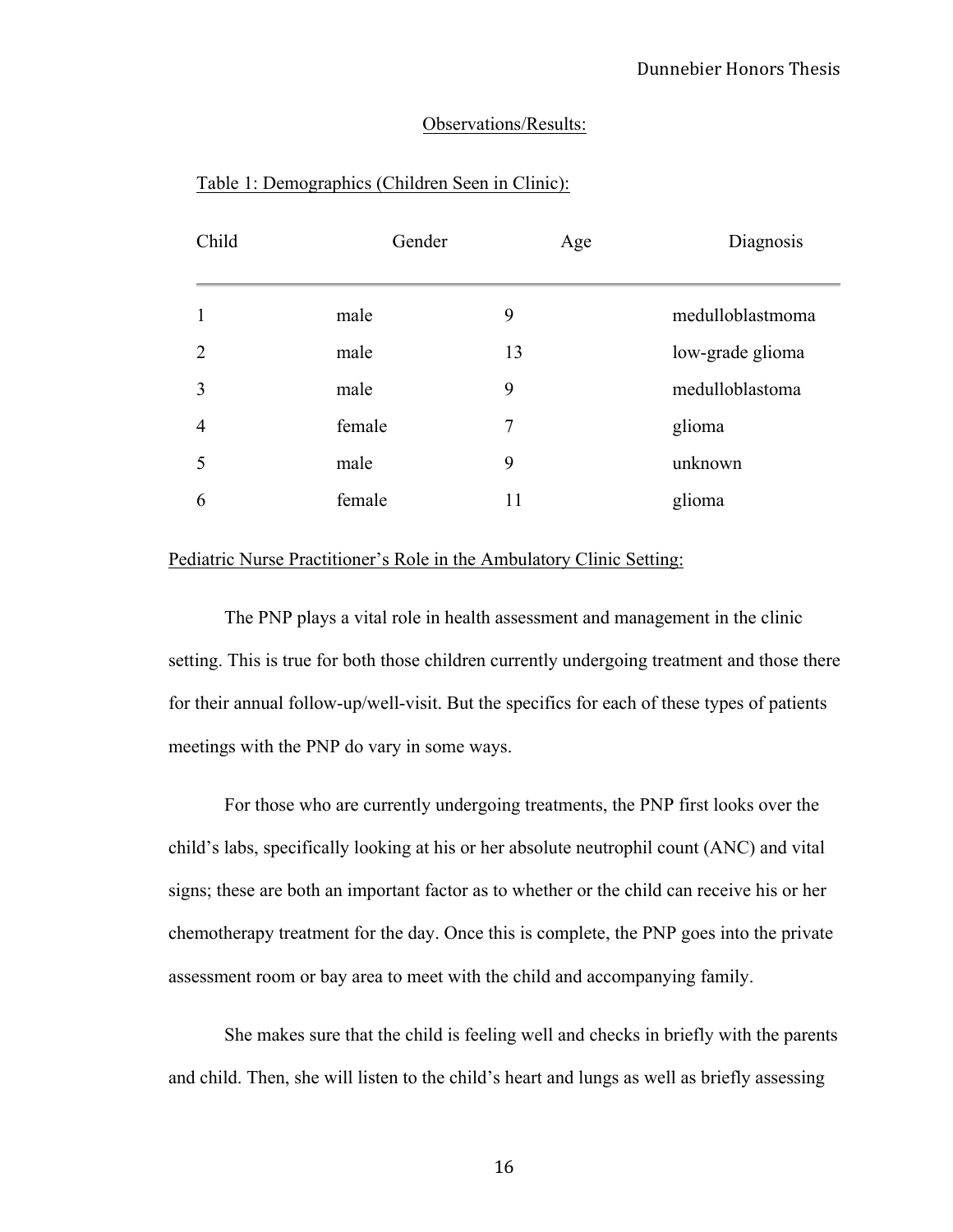## Observations/Results:

Table 1: Demographics (Children Seen in Clinic):

| Child | Gender | Age | Diagnosis |
|---|---|---|---|
| 1 | male | 9 | medulloblastmoma |
| 2 | male | 13 | low-grade glioma |
| 3 | male | 9 | medulloblastoma |
| 4 | female | 7 | glioma |
| 5 | male | 9 | unknown |
| 6 | female | 11 | glioma |

### Pediatric Nurse Practitioner's Role in the Ambulatory Clinic Setting:

The PNP plays a vital role in health assessment and management in the clinic setting. This is true for both those children currently undergoing treatment and those there for their annual follow-up/well-visit. But the specifics for each of these types of patients meetings with the PNP do vary in some ways.

For those who are currently undergoing treatments, the PNP first looks over the child's labs, specifically looking at his or her absolute neutrophil count (ANC) and vital signs; these are both an important factor as to whether or the child can receive his or her chemotherapy treatment for the day. Once this is complete, the PNP goes into the private assessment room or bay area to meet with the child and accompanying family.

She makes sure that the child is feeling well and checks in briefly with the parents and child. Then, she will listen to the child's heart and lungs as well as briefly assessing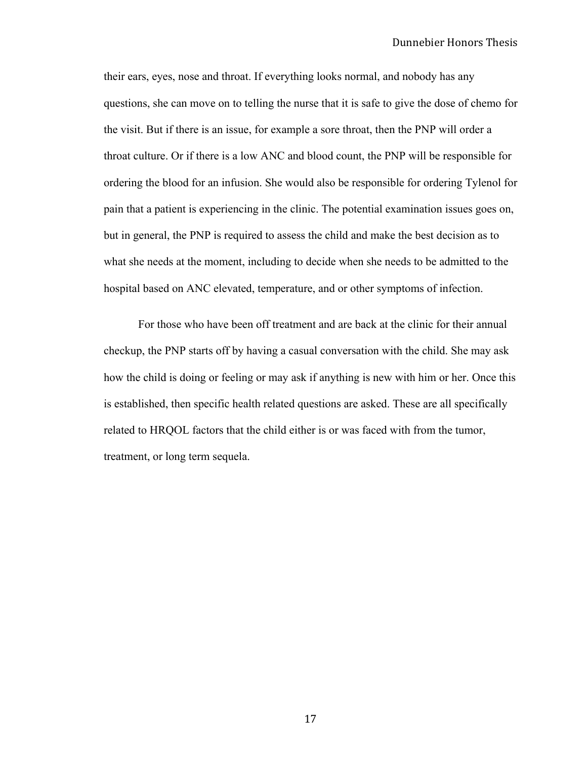their ears, eyes, nose and throat. If everything looks normal, and nobody has any questions, she can move on to telling the nurse that it is safe to give the dose of chemo for the visit. But if there is an issue, for example a sore throat, then the PNP will order a throat culture. Or if there is a low ANC and blood count, the PNP will be responsible for ordering the blood for an infusion. She would also be responsible for ordering Tylenol for pain that a patient is experiencing in the clinic. The potential examination issues goes on, but in general, the PNP is required to assess the child and make the best decision as to what she needs at the moment, including to decide when she needs to be admitted to the hospital based on ANC elevated, temperature, and or other symptoms of infection.

For those who have been off treatment and are back at the clinic for their annual checkup, the PNP starts off by having a casual conversation with the child. She may ask how the child is doing or feeling or may ask if anything is new with him or her. Once this is established, then specific health related questions are asked. These are all specifically related to HRQOL factors that the child either is or was faced with from the tumor, treatment, or long term sequela.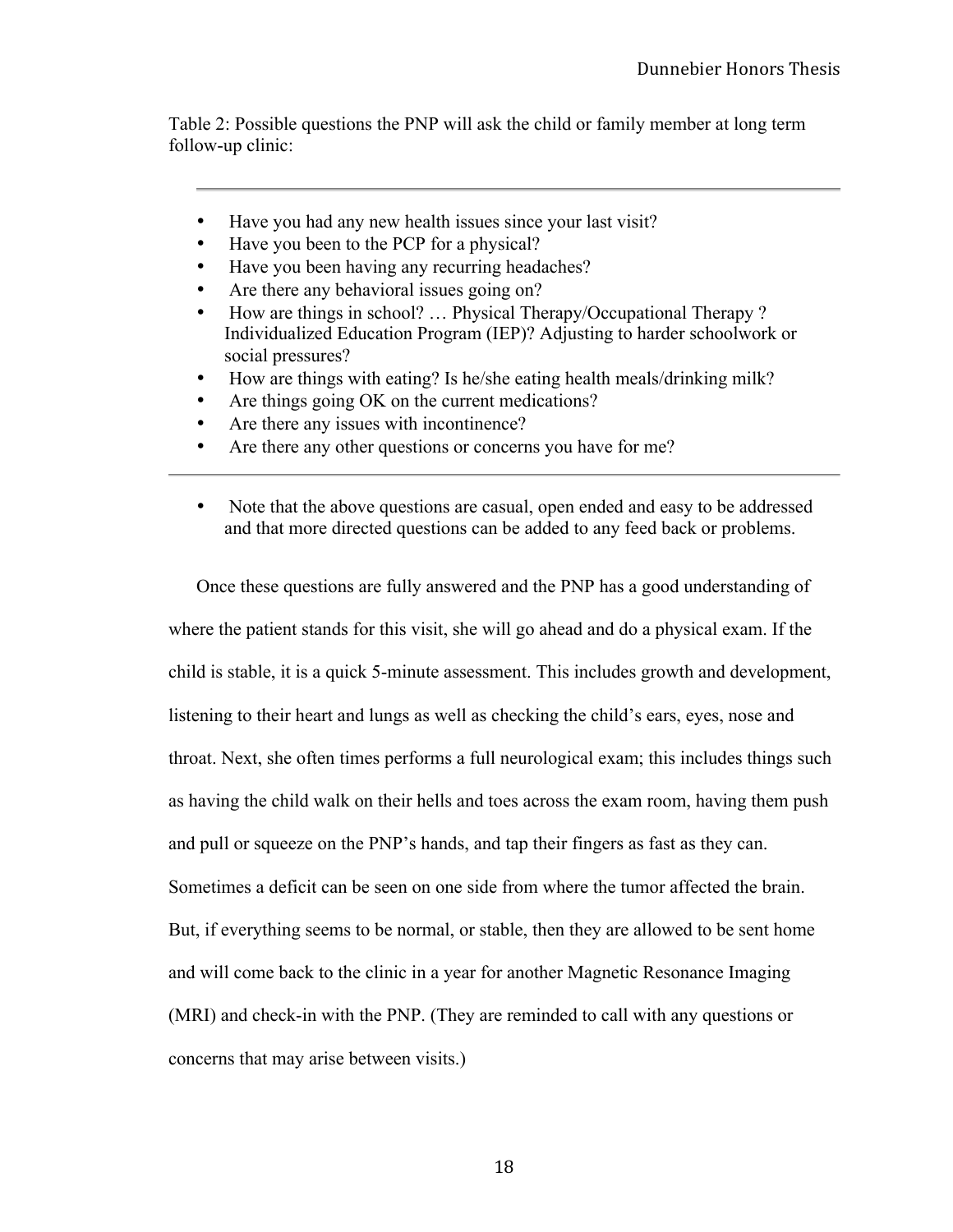Table 2: Possible questions the PNP will ask the child or family member at long term follow-up clinic:

---

- Have you had any new health issues since your last visit?
- Have you been to the PCP for a physical?
- Have you been having any recurring headaches?
- Are there any behavioral issues going on?
- How are things in school? … Physical Therapy/Occupational Therapy ? Individualized Education Program (IEP)? Adjusting to harder schoolwork or social pressures?
- How are things with eating? Is he/she eating health meals/drinking milk?
- Are things going OK on the current medications?
- Are there any issues with incontinence?
- Are there any other questions or concerns you have for me?

---

- Note that the above questions are casual, open ended and easy to be addressed and that more directed questions can be added to any feed back or problems.

Once these questions are fully answered and the PNP has a good understanding of where the patient stands for this visit, she will go ahead and do a physical exam. If the child is stable, it is a quick 5-minute assessment. This includes growth and development, listening to their heart and lungs as well as checking the child's ears, eyes, nose and throat. Next, she often times performs a full neurological exam; this includes things such as having the child walk on their hells and toes across the exam room, having them push and pull or squeeze on the PNP's hands, and tap their fingers as fast as they can. Sometimes a deficit can be seen on one side from where the tumor affected the brain. But, if everything seems to be normal, or stable, then they are allowed to be sent home and will come back to the clinic in a year for another Magnetic Resonance Imaging (MRI) and check-in with the PNP. (They are reminded to call with any questions or concerns that may arise between visits.)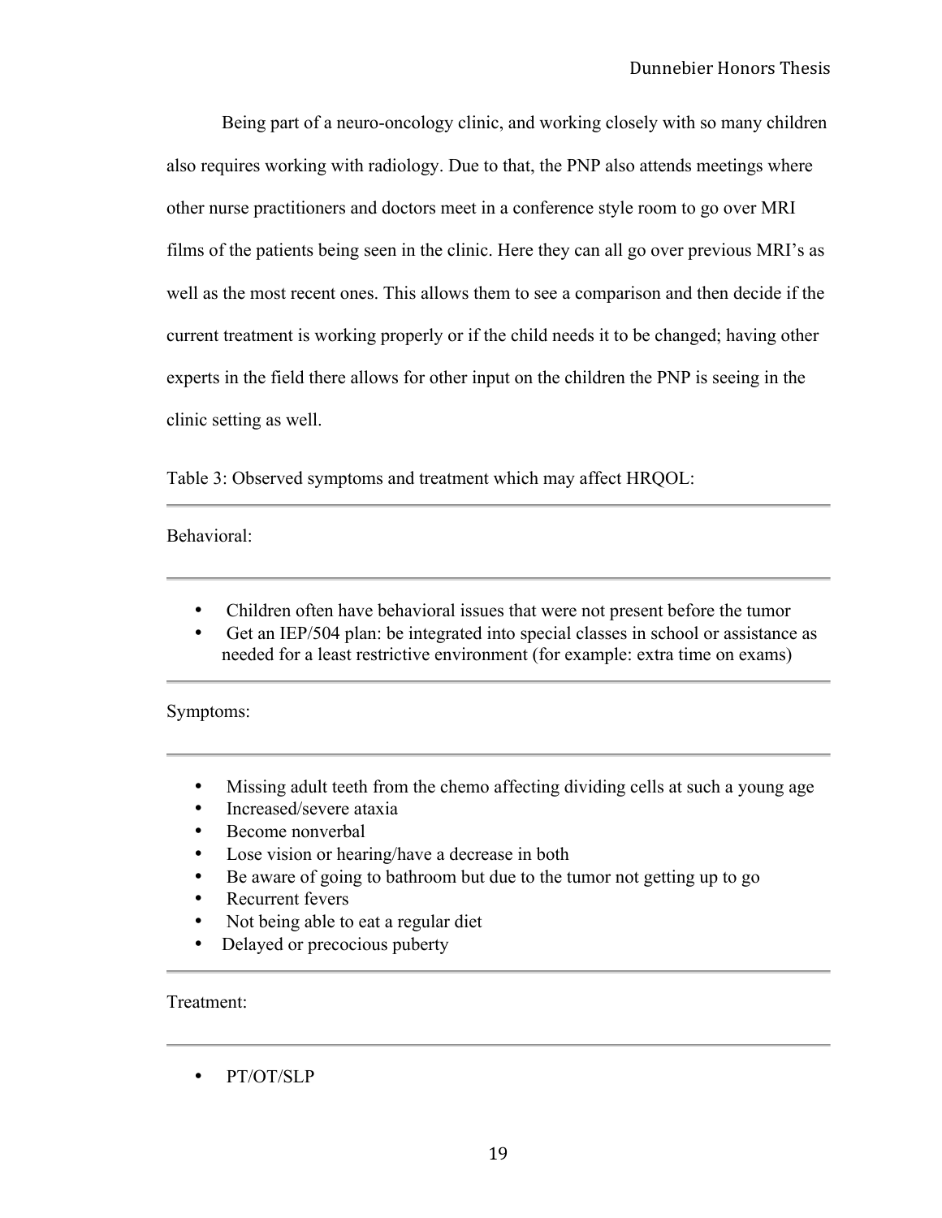Being part of a neuro-oncology clinic, and working closely with so many children also requires working with radiology. Due to that, the PNP also attends meetings where other nurse practitioners and doctors meet in a conference style room to go over MRI films of the patients being seen in the clinic. Here they can all go over previous MRI's as well as the most recent ones. This allows them to see a comparison and then decide if the current treatment is working properly or if the child needs it to be changed; having other experts in the field there allows for other input on the children the PNP is seeing in the clinic setting as well.

Table 3: Observed symptoms and treatment which may affect HRQOL:

Behavioral:

- Children often have behavioral issues that were not present before the tumor
- Get an IEP/504 plan: be integrated into special classes in school or assistance as needed for a least restrictive environment (for example: extra time on exams)

Symptoms:

- Missing adult teeth from the chemo affecting dividing cells at such a young age
- Increased/severe ataxia
- Become nonverbal
- Lose vision or hearing/have a decrease in both
- Be aware of going to bathroom but due to the tumor not getting up to go
- Recurrent fevers
- Not being able to eat a regular diet
- Delayed or precocious puberty

Treatment:

- PT/OT/SLP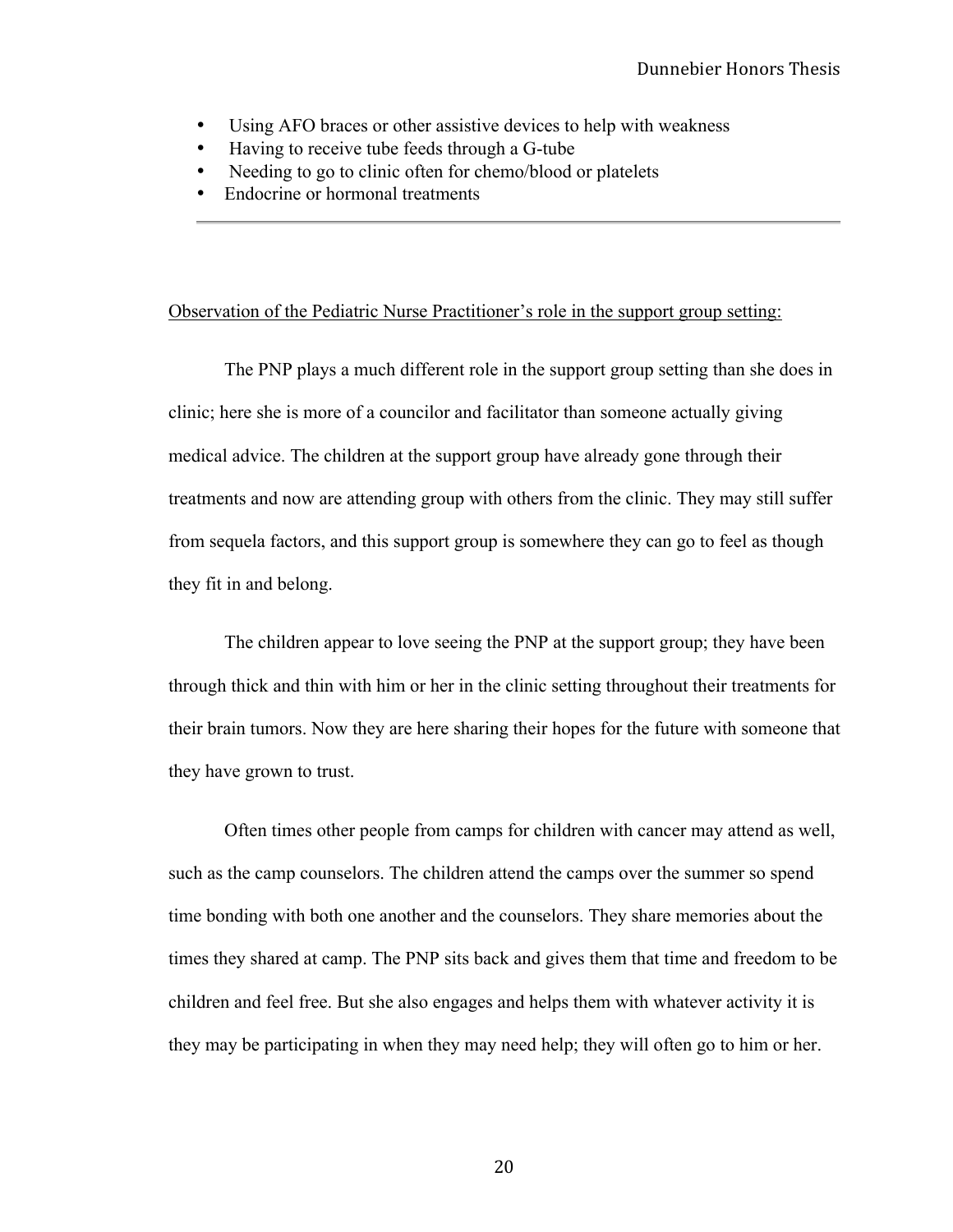- Using AFO braces or other assistive devices to help with weakness
- Having to receive tube feeds through a G-tube
- Needing to go to clinic often for chemo/blood or platelets
- Endocrine or hormonal treatments

---

Observation of the Pediatric Nurse Practitioner's role in the support group setting:

The PNP plays a much different role in the support group setting than she does in clinic; here she is more of a councilor and facilitator than someone actually giving medical advice. The children at the support group have already gone through their treatments and now are attending group with others from the clinic. They may still suffer from sequela factors, and this support group is somewhere they can go to feel as though they fit in and belong.

The children appear to love seeing the PNP at the support group; they have been through thick and thin with him or her in the clinic setting throughout their treatments for their brain tumors. Now they are here sharing their hopes for the future with someone that they have grown to trust.

Often times other people from camps for children with cancer may attend as well, such as the camp counselors. The children attend the camps over the summer so spend time bonding with both one another and the counselors. They share memories about the times they shared at camp. The PNP sits back and gives them that time and freedom to be children and feel free. But she also engages and helps them with whatever activity it is they may be participating in when they may need help; they will often go to him or her.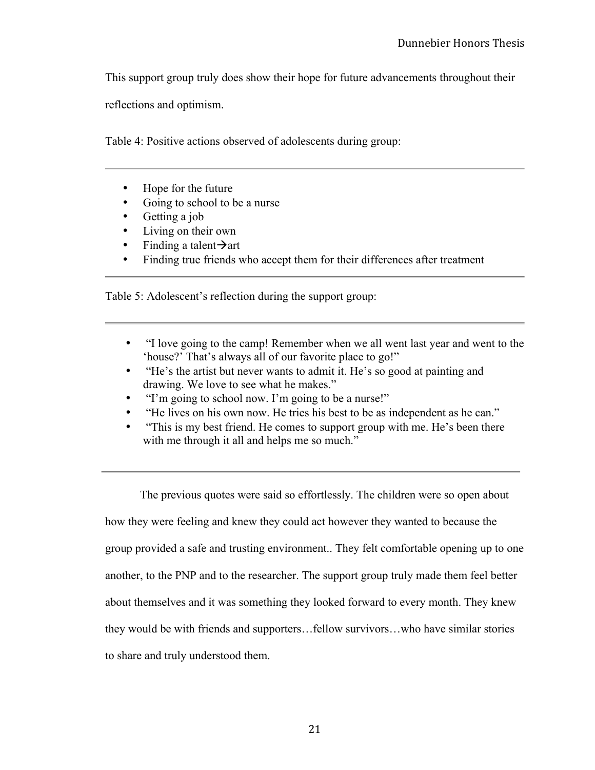This support group truly does show their hope for future advancements throughout their reflections and optimism.

Table 4: Positive actions observed of adolescents during group:

- Hope for the future
- Going to school to be a nurse
- Getting a job
- Living on their own
- Finding a talent→art
- Finding true friends who accept them for their differences after treatment

Table 5: Adolescent's reflection during the support group:

- "I love going to the camp! Remember when we all went last year and went to the 'house?' That's always all of our favorite place to go!"
- "He's the artist but never wants to admit it. He's so good at painting and drawing. We love to see what he makes."
- "I'm going to school now. I'm going to be a nurse!"
- "He lives on his own now. He tries his best to be as independent as he can."
- "This is my best friend. He comes to support group with me. He's been there with me through it all and helps me so much."

The previous quotes were said so effortlessly. The children were so open about how they were feeling and knew they could act however they wanted to because the group provided a safe and trusting environment.. They felt comfortable opening up to one another, to the PNP and to the researcher. The support group truly made them feel better about themselves and it was something they looked forward to every month. They knew they would be with friends and supporters…fellow survivors…who have similar stories to share and truly understood them.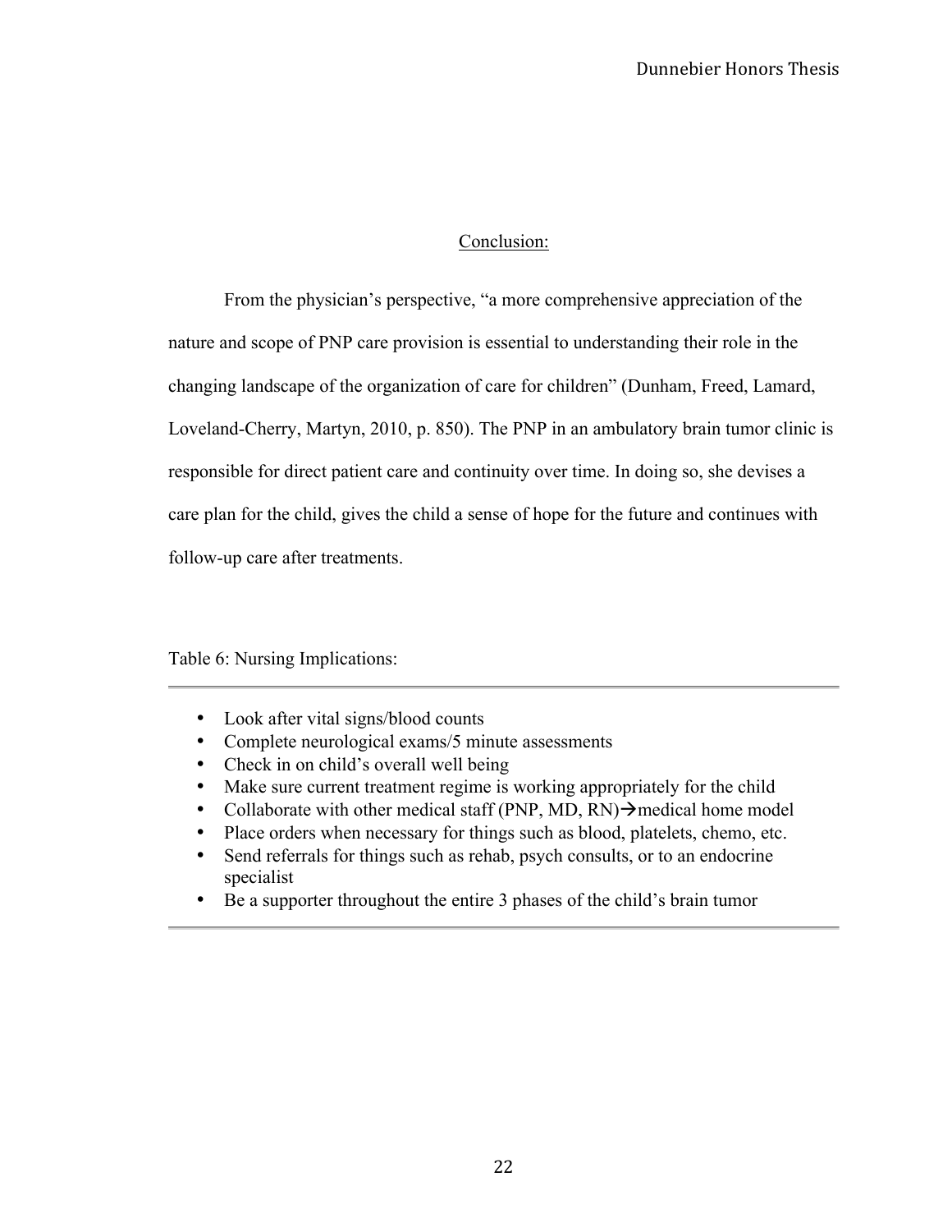## Conclusion:

From the physician's perspective, "a more comprehensive appreciation of the nature and scope of PNP care provision is essential to understanding their role in the changing landscape of the organization of care for children" (Dunham, Freed, Lamard, Loveland-Cherry, Martyn, 2010, p. 850). The PNP in an ambulatory brain tumor clinic is responsible for direct patient care and continuity over time. In doing so, she devises a care plan for the child, gives the child a sense of hope for the future and continues with follow-up care after treatments.

Table 6: Nursing Implications:

- Look after vital signs/blood counts
- Complete neurological exams/5 minute assessments
- Check in on child's overall well being
- Make sure current treatment regime is working appropriately for the child
- Collaborate with other medical staff (PNP, MD, RN)→medical home model
- Place orders when necessary for things such as blood, platelets, chemo, etc.
- Send referrals for things such as rehab, psych consults, or to an endocrine specialist
- Be a supporter throughout the entire 3 phases of the child's brain tumor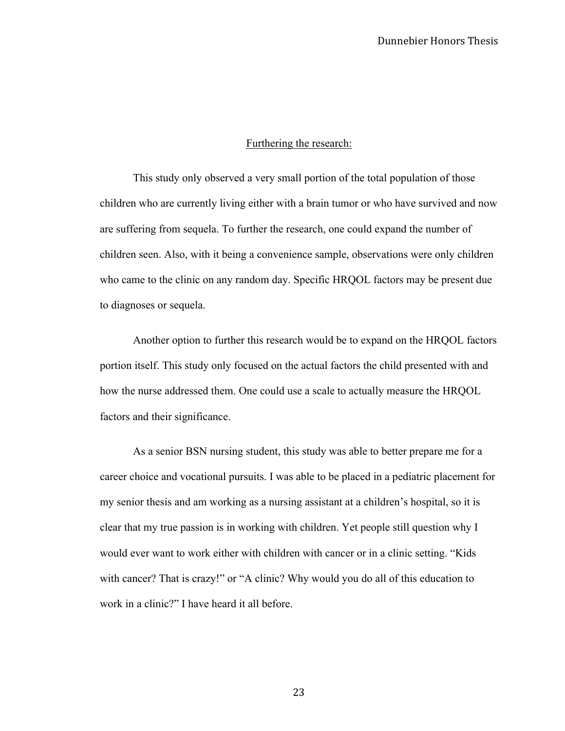## Furthering the research:

This study only observed a very small portion of the total population of those children who are currently living either with a brain tumor or who have survived and now are suffering from sequela. To further the research, one could expand the number of children seen. Also, with it being a convenience sample, observations were only children who came to the clinic on any random day. Specific HRQOL factors may be present due to diagnoses or sequela.

Another option to further this research would be to expand on the HRQOL factors portion itself. This study only focused on the actual factors the child presented with and how the nurse addressed them. One could use a scale to actually measure the HRQOL factors and their significance.

As a senior BSN nursing student, this study was able to better prepare me for a career choice and vocational pursuits. I was able to be placed in a pediatric placement for my senior thesis and am working as a nursing assistant at a children's hospital, so it is clear that my true passion is in working with children. Yet people still question why I would ever want to work either with children with cancer or in a clinic setting. "Kids with cancer? That is crazy!" or "A clinic? Why would you do all of this education to work in a clinic?" I have heard it all before.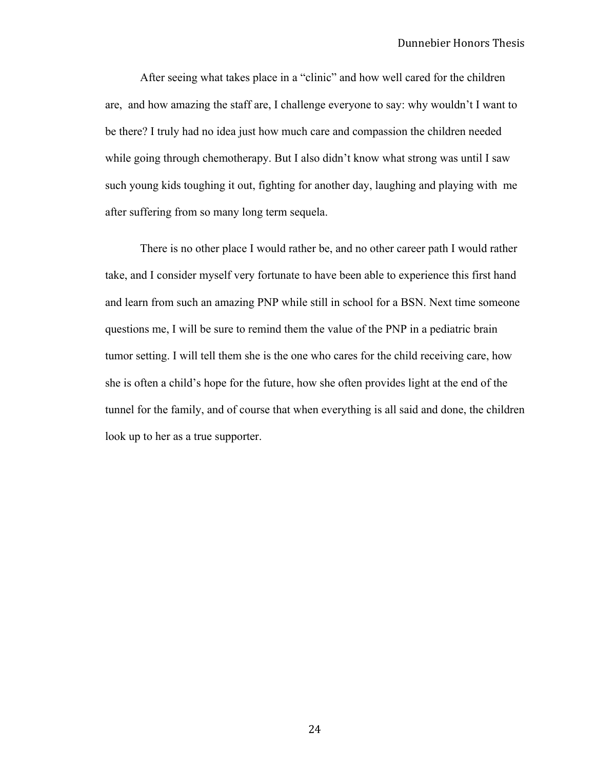After seeing what takes place in a "clinic" and how well cared for the children are, and how amazing the staff are, I challenge everyone to say: why wouldn't I want to be there? I truly had no idea just how much care and compassion the children needed while going through chemotherapy. But I also didn't know what strong was until I saw such young kids toughing it out, fighting for another day, laughing and playing with me after suffering from so many long term sequela.

There is no other place I would rather be, and no other career path I would rather take, and I consider myself very fortunate to have been able to experience this first hand and learn from such an amazing PNP while still in school for a BSN. Next time someone questions me, I will be sure to remind them the value of the PNP in a pediatric brain tumor setting. I will tell them she is the one who cares for the child receiving care, how she is often a child's hope for the future, how she often provides light at the end of the tunnel for the family, and of course that when everything is all said and done, the children look up to her as a true supporter.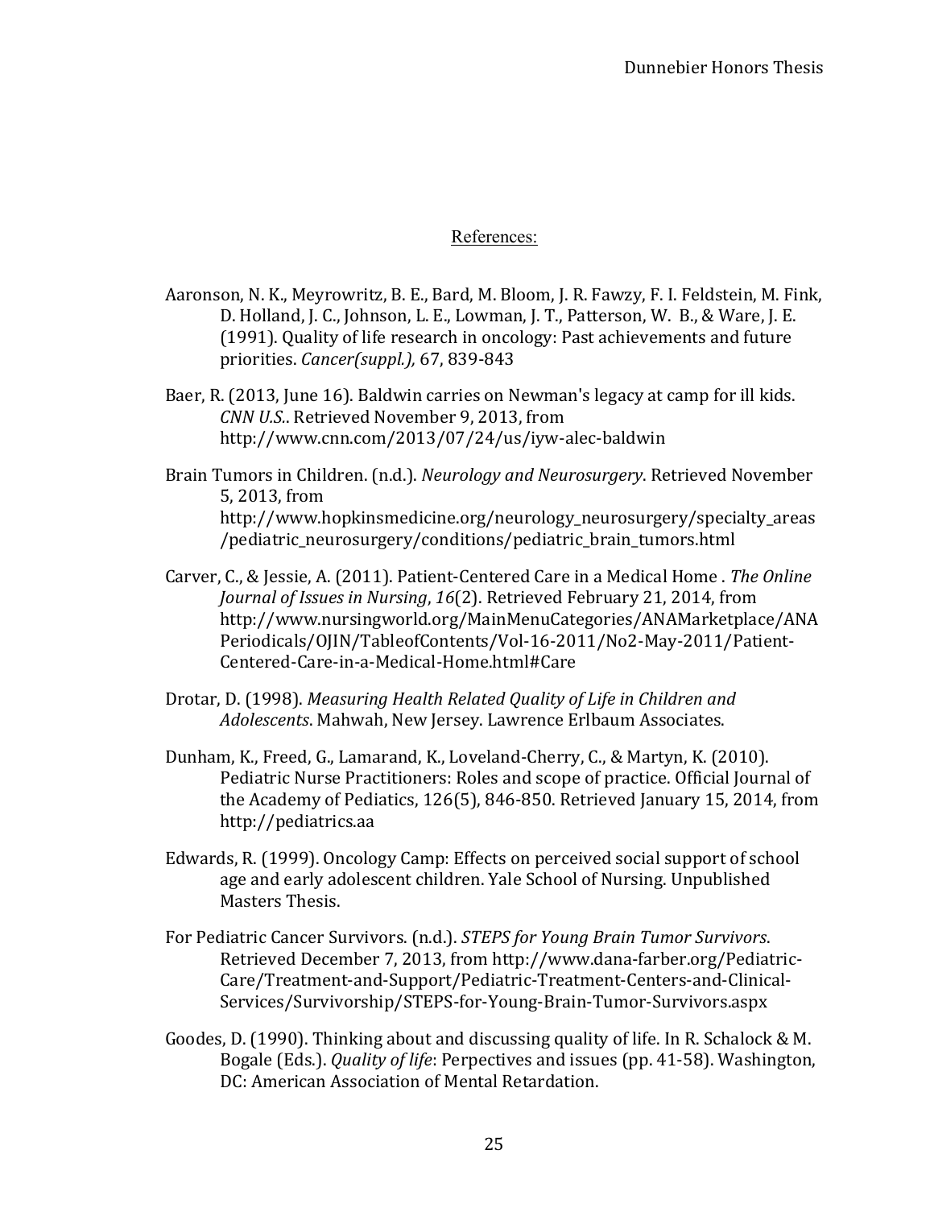## References:

Aaronson, N. K., Meyrowritz, B. E., Bard, M. Bloom, J. R. Fawzy, F. I. Feldstein, M. Fink, D. Holland, J. C., Johnson, L. E., Lowman, J. T., Patterson, W. B., & Ware, J. E. (1991). Quality of life research in oncology: Past achievements and future priorities. *Cancer(suppl.),* 67, 839-843

Baer, R. (2013, June 16). Baldwin carries on Newman's legacy at camp for ill kids. *CNN U.S.*. Retrieved November 9, 2013, from http://www.cnn.com/2013/07/24/us/iyw-alec-baldwin

Brain Tumors in Children. (n.d.). *Neurology and Neurosurgery*. Retrieved November 5, 2013, from http://www.hopkinsmedicine.org/neurology_neurosurgery/specialty_areas/pediatric_neurosurgery/conditions/pediatric_brain_tumors.html

Carver, C., & Jessie, A. (2011). Patient-Centered Care in a Medical Home . *The Online Journal of Issues in Nursing*, *16*(2). Retrieved February 21, 2014, from http://www.nursingworld.org/MainMenuCategories/ANAMarketplace/ANAPeriodicals/OJIN/TableofContents/Vol-16-2011/No2-May-2011/Patient-Centered-Care-in-a-Medical-Home.html#Care

Drotar, D. (1998). *Measuring Health Related Quality of Life in Children and Adolescents*. Mahwah, New Jersey. Lawrence Erlbaum Associates.

Dunham, K., Freed, G., Lamarand, K., Loveland-Cherry, C., & Martyn, K. (2010). Pediatric Nurse Practitioners: Roles and scope of practice. Official Journal of the Academy of Pediatics, 126(5), 846-850. Retrieved January 15, 2014, from http://pediatrics.aa

Edwards, R. (1999). Oncology Camp: Effects on perceived social support of school age and early adolescent children. Yale School of Nursing. Unpublished Masters Thesis.

For Pediatric Cancer Survivors. (n.d.). *STEPS for Young Brain Tumor Survivors*. Retrieved December 7, 2013, from http://www.dana-farber.org/Pediatric-Care/Treatment-and-Support/Pediatric-Treatment-Centers-and-Clinical-Services/Survivorship/STEPS-for-Young-Brain-Tumor-Survivors.aspx

Goodes, D. (1990). Thinking about and discussing quality of life. In R. Schalock & M. Bogale (Eds.). *Quality of life*: Perpectives and issues (pp. 41-58). Washington, DC: American Association of Mental Retardation.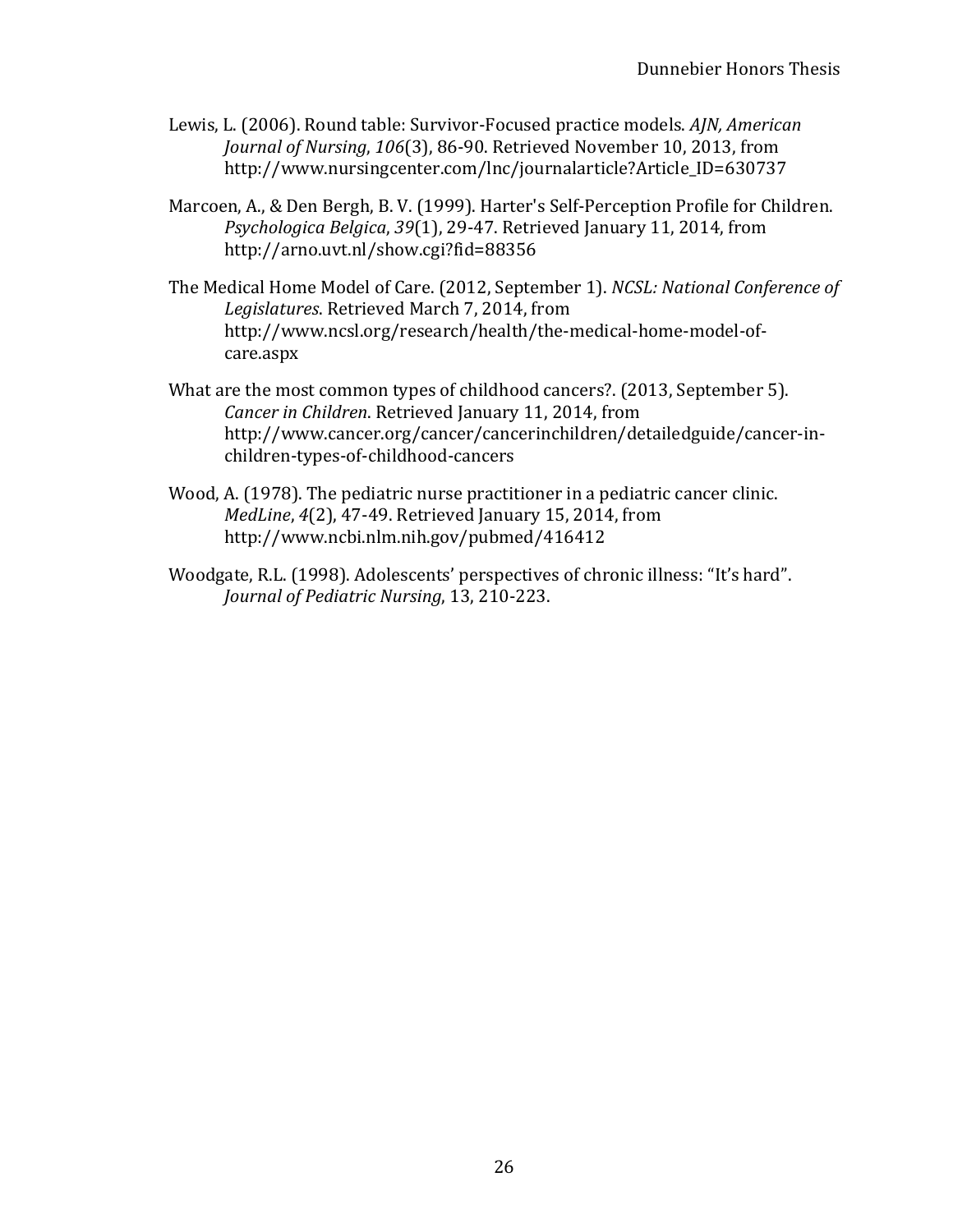Lewis, L. (2006). Round table: Survivor-Focused practice models. *AJN, American Journal of Nursing*, *106*(3), 86-90. Retrieved November 10, 2013, from http://www.nursingcenter.com/lnc/journalarticle?Article_ID=630737

Marcoen, A., & Den Bergh, B. V. (1999). Harter's Self-Perception Profile for Children. *Psychologica Belgica*, *39*(1), 29-47. Retrieved January 11, 2014, from http://arno.uvt.nl/show.cgi?fid=88356

The Medical Home Model of Care. (2012, September 1). *NCSL: National Conference of Legislatures*. Retrieved March 7, 2014, from http://www.ncsl.org/research/health/the-medical-home-model-of-care.aspx

What are the most common types of childhood cancers?. (2013, September 5). *Cancer in Children*. Retrieved January 11, 2014, from http://www.cancer.org/cancer/cancerinchildren/detailedguide/cancer-in-children-types-of-childhood-cancers

Wood, A. (1978). The pediatric nurse practitioner in a pediatric cancer clinic. *MedLine*, *4*(2), 47-49. Retrieved January 15, 2014, from http://www.ncbi.nlm.nih.gov/pubmed/416412

Woodgate, R.L. (1998). Adolescents' perspectives of chronic illness: "It's hard". *Journal of Pediatric Nursing*, 13, 210-223.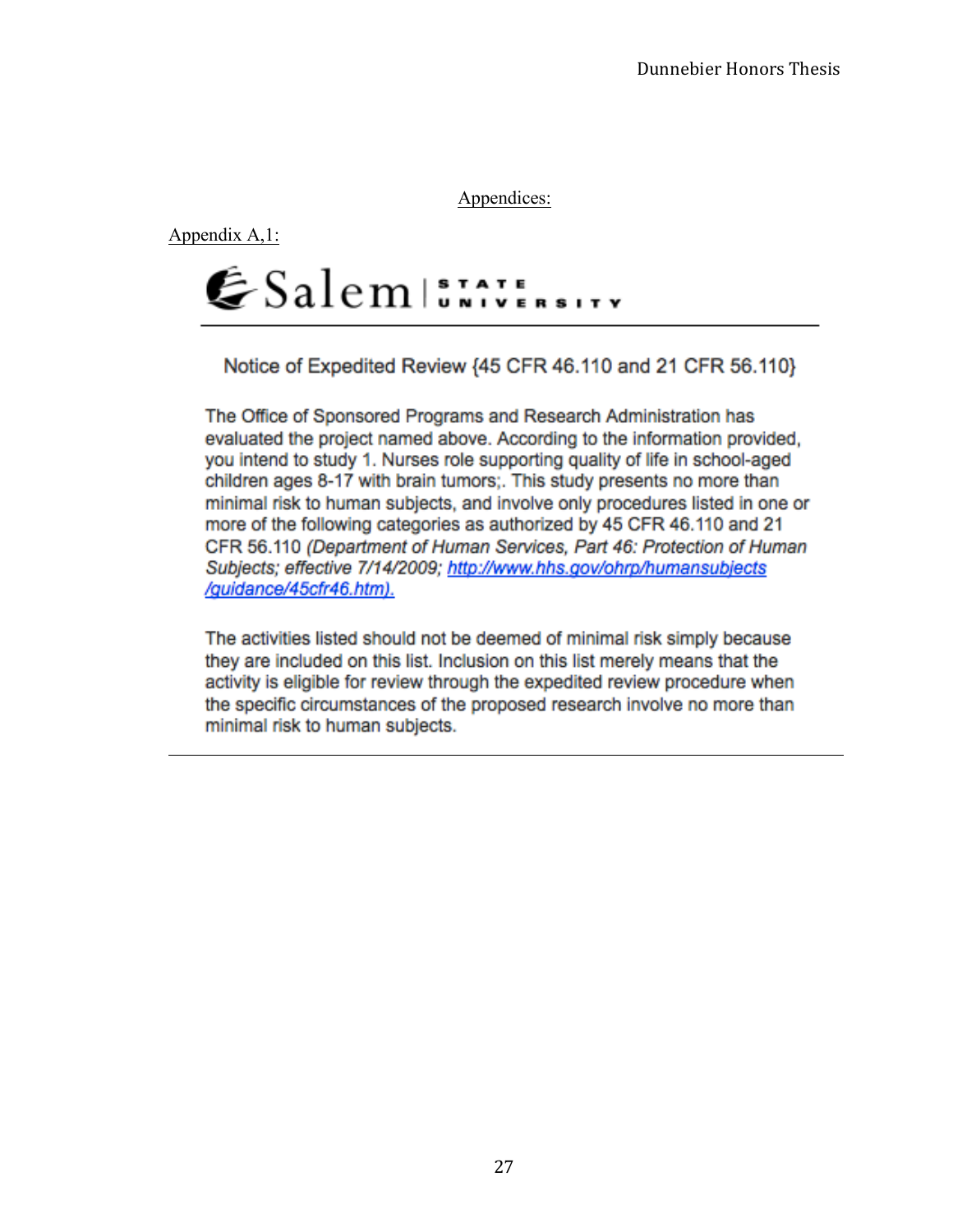# Appendices:

## Appendix A,1:

Salem STATE UNIVERSITY

Notice of Expedited Review {45 CFR 46.110 and 21 CFR 56.110}

The Office of Sponsored Programs and Research Administration has evaluated the project named above. According to the information provided, you intend to study 1. Nurses role supporting quality of life in school-aged children ages 8-17 with brain tumors;. This study presents no more than minimal risk to human subjects, and involve only procedures listed in one or more of the following categories as authorized by 45 CFR 46.110 and 21 CFR 56.110 *(Department of Human Services, Part 46: Protection of Human Subjects; effective 7/14/2009;* [http://www.hhs.gov/ohrp/humansubjects/guidance/45cfr46.htm](http://www.hhs.gov/ohrp/humansubjects/guidance/45cfr46.htm)*).*

The activities listed should not be deemed of minimal risk simply because they are included on this list. Inclusion on this list merely means that the activity is eligible for review through the expedited review procedure when the specific circumstances of the proposed research involve no more than minimal risk to human subjects.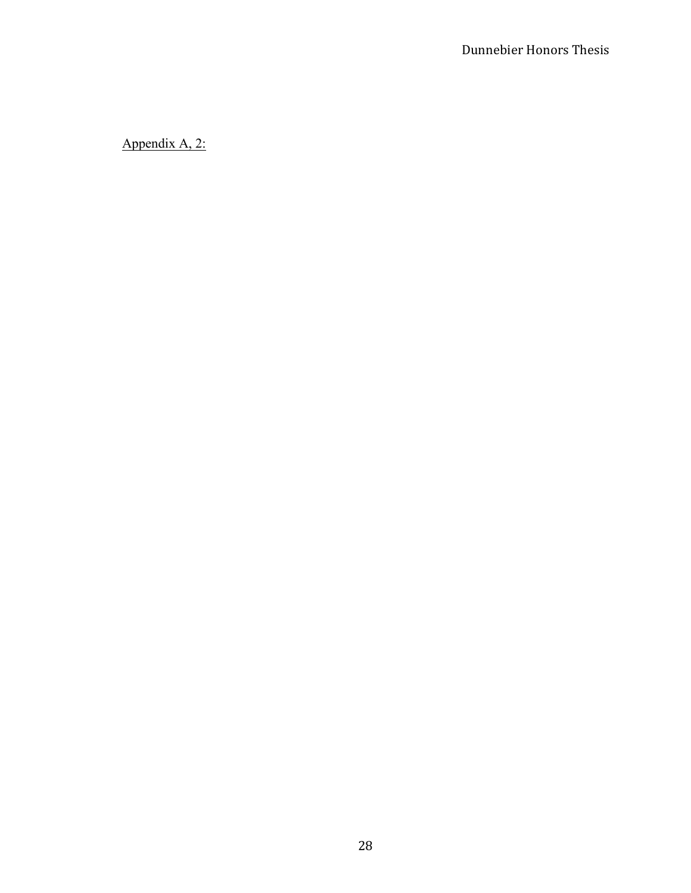Appendix A, 2: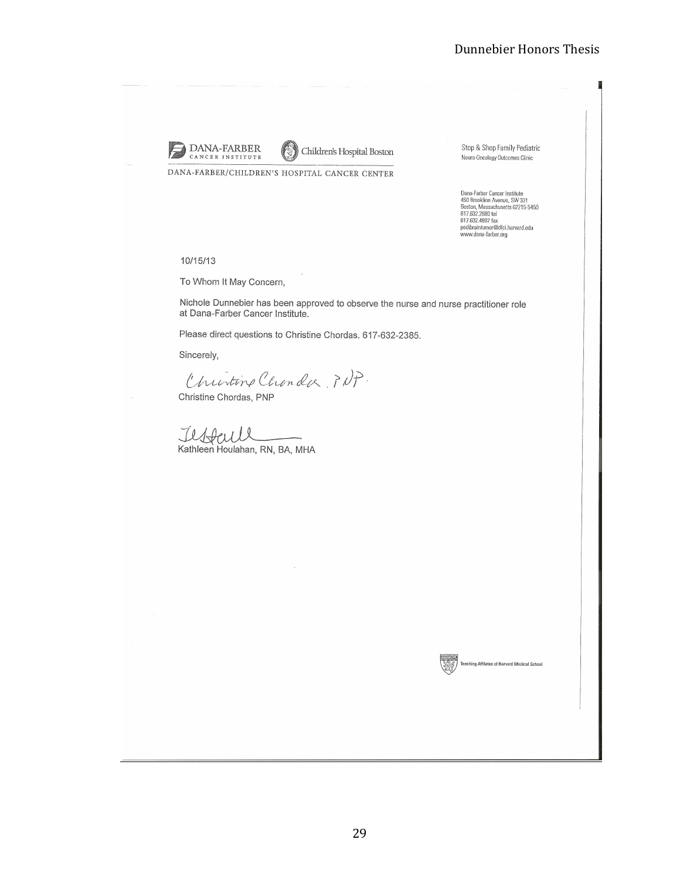DANA-FARBER CANCER INSTITUTE | Children's Hospital Boston

DANA-FARBER/CHILDREN'S HOSPITAL CANCER CENTER

Stop & Shop Family Pediatric
Neuro-Oncology Outcomes Clinic

Dana-Farber Cancer Institute
450 Brookline Avenue, SW 331
Boston, Massachusetts 02215-5450
617.632.2680 tel
617.632.4897 fax
pedibraintumor@dfci.harvard.edu
www.dana-farber.org

10/15/13

To Whom It May Concern,

Nichole Dunnebier has been approved to observe the nurse and nurse practitioner role at Dana-Farber Cancer Institute.

Please direct questions to Christine Chordas. 617-632-2385.

Sincerely,

*Christine Chordas, PNP*

Christine Chordas, PNP

Kathleen Houlahan, RN, BA, MHA

Teaching Affiliates of Harvard Medical School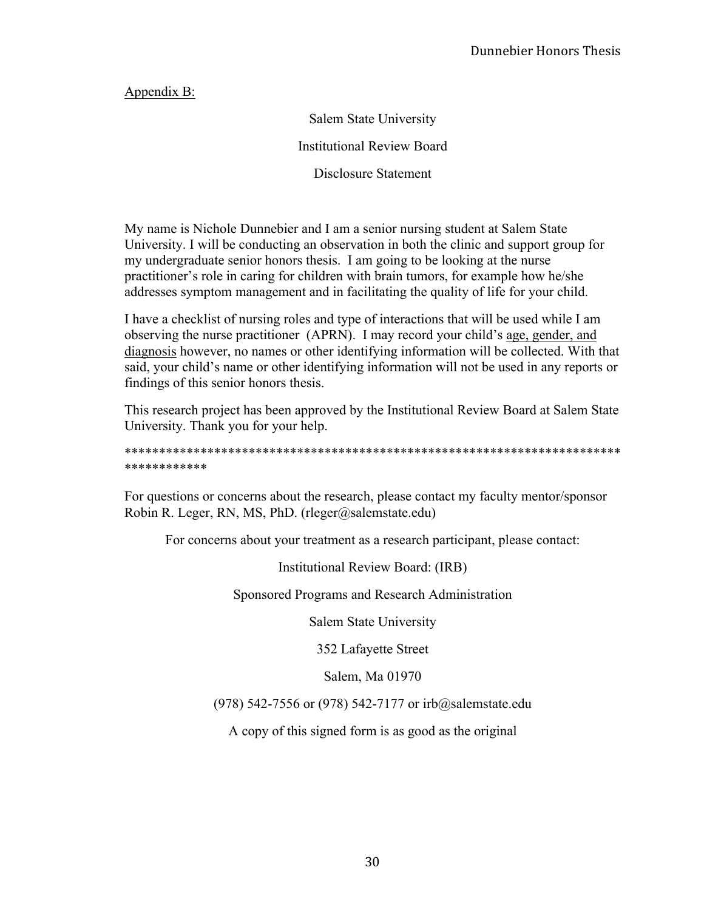Appendix B:

Salem State University

Institutional Review Board

Disclosure Statement

My name is Nichole Dunnebier and I am a senior nursing student at Salem State University. I will be conducting an observation in both the clinic and support group for my undergraduate senior honors thesis. I am going to be looking at the nurse practitioner's role in caring for children with brain tumors, for example how he/she addresses symptom management and in facilitating the quality of life for your child.

I have a checklist of nursing roles and type of interactions that will be used while I am observing the nurse practitioner (APRN). I may record your child's age, gender, and diagnosis however, no names or other identifying information will be collected. With that said, your child's name or other identifying information will not be used in any reports or findings of this senior honors thesis.

This research project has been approved by the Institutional Review Board at Salem State University. Thank you for your help.

************************************************************************************

For questions or concerns about the research, please contact my faculty mentor/sponsor Robin R. Leger, RN, MS, PhD. (rleger@salemstate.edu)

For concerns about your treatment as a research participant, please contact:

Institutional Review Board: (IRB)

Sponsored Programs and Research Administration

Salem State University

352 Lafayette Street

Salem, Ma 01970

(978) 542-7556 or (978) 542-7177 or irb@salemstate.edu

A copy of this signed form is as good as the original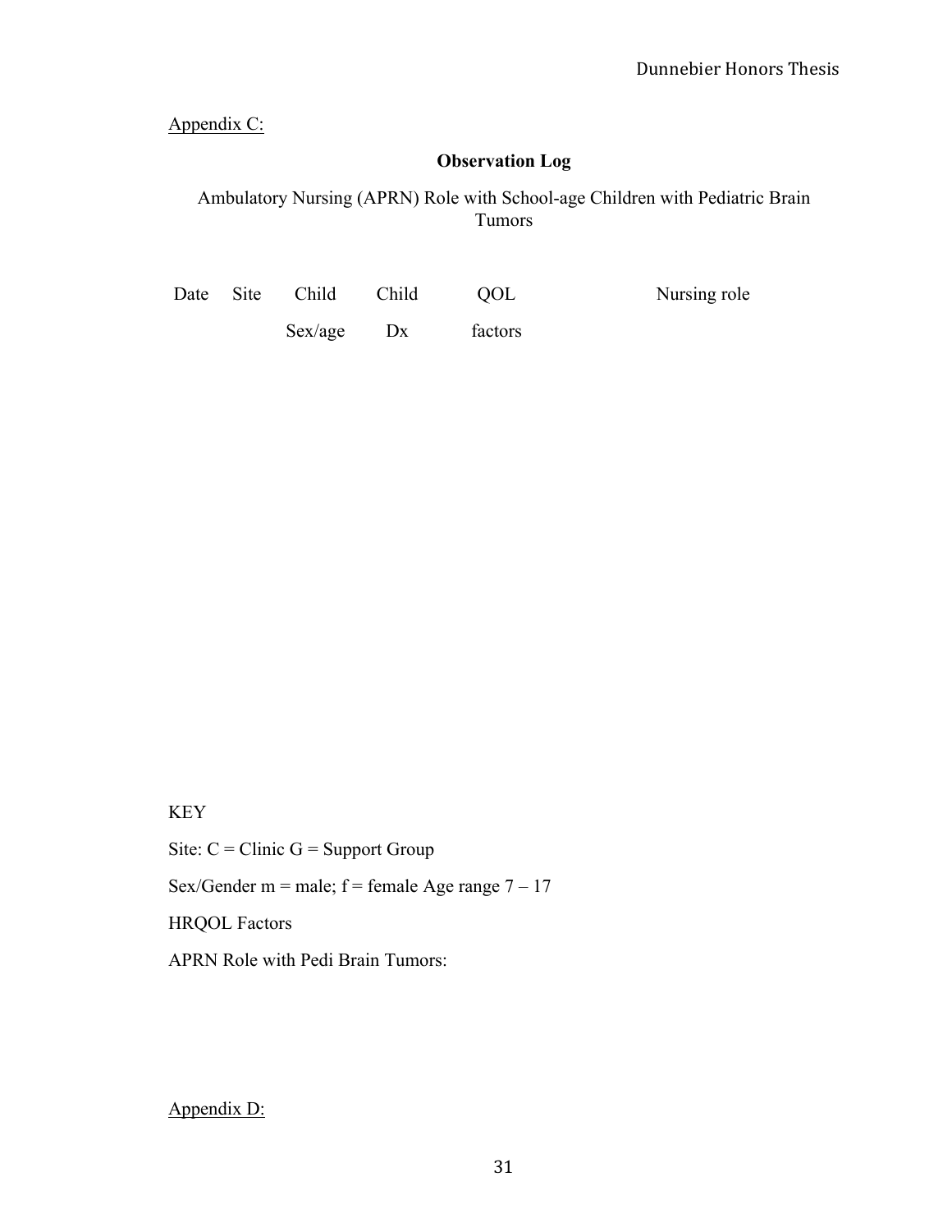Appendix C:

**Observation Log**

Ambulatory Nursing (APRN) Role with School-age Children with Pediatric Brain Tumors

| Date | Site | Child Sex/age | Child Dx | QOL factors | Nursing role |
| --- | --- | --- | --- | --- | --- |

KEY

Site: C = Clinic G = Support Group

Sex/Gender m = male; f = female Age range 7 – 17

HRQOL Factors

APRN Role with Pedi Brain Tumors:

Appendix D: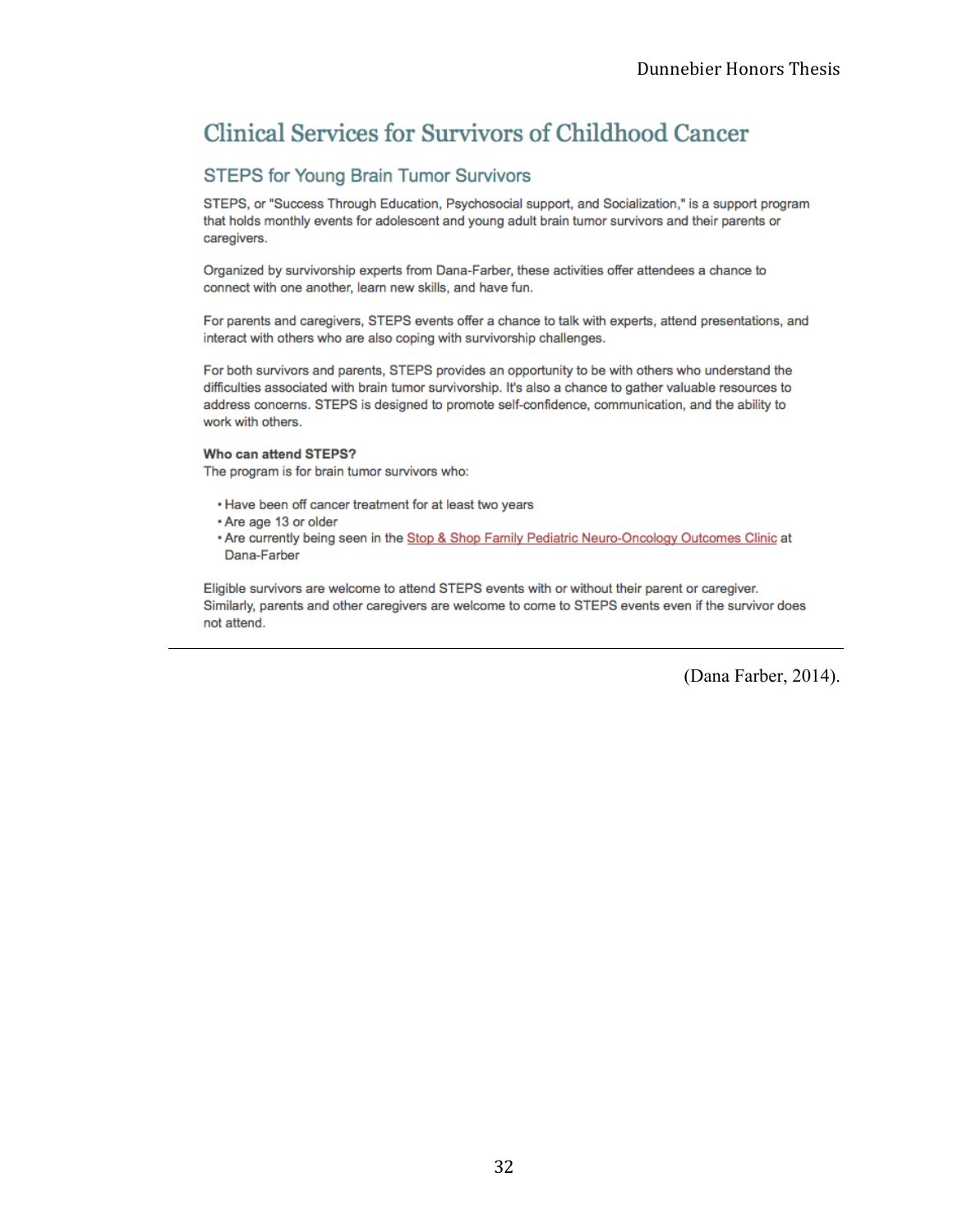# Clinical Services for Survivors of Childhood Cancer

## STEPS for Young Brain Tumor Survivors

STEPS, or "Success Through Education, Psychosocial support, and Socialization," is a support program that holds monthly events for adolescent and young adult brain tumor survivors and their parents or caregivers.

Organized by survivorship experts from Dana-Farber, these activities offer attendees a chance to connect with one another, learn new skills, and have fun.

For parents and caregivers, STEPS events offer a chance to talk with experts, attend presentations, and interact with others who are also coping with survivorship challenges.

For both survivors and parents, STEPS provides an opportunity to be with others who understand the difficulties associated with brain tumor survivorship. It's also a chance to gather valuable resources to address concerns. STEPS is designed to promote self-confidence, communication, and the ability to work with others.

**Who can attend STEPS?**

The program is for brain tumor survivors who:

- Have been off cancer treatment for at least two years
- Are age 13 or older
- Are currently being seen in the Stop & Shop Family Pediatric Neuro-Oncology Outcomes Clinic at Dana-Farber

Eligible survivors are welcome to attend STEPS events with or without their parent or caregiver. Similarly, parents and other caregivers are welcome to come to STEPS events even if the survivor does not attend.

---

(Dana Farber, 2014).